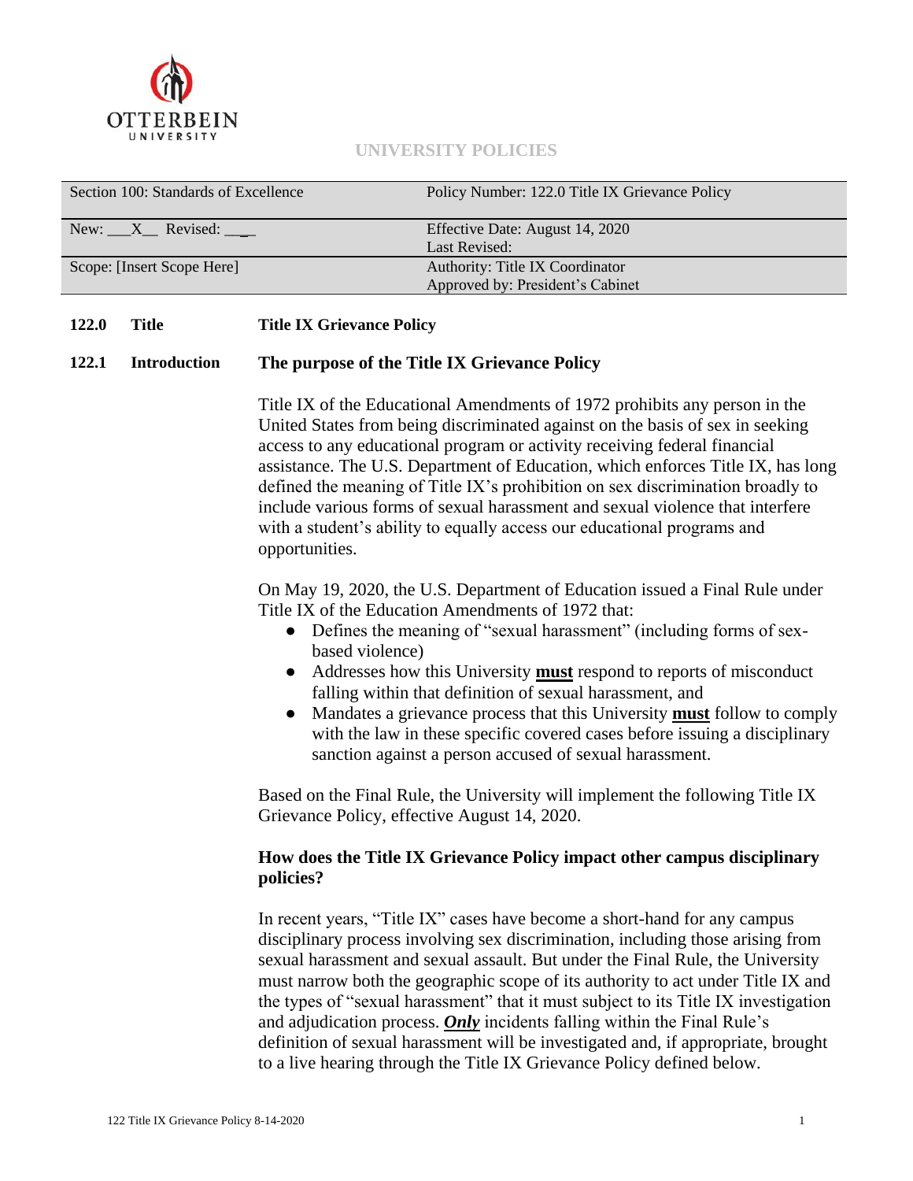OTTERBEIN UNIVERSITY

UNIVERSITY POLICIES

| Section 100: Standards of Excellence | Policy Number: 122.0 Title IX Grievance Policy |
| --- | --- |
| New: \_\_\_X\_\_ Revised: \_\_\_ | Effective Date: August 14, 2020<br>Last Revised: |
| Scope: [Insert Scope Here] | Authority: Title IX Coordinator<br>Approved by: President's Cabinet |

**122.0 Title — Title IX Grievance Policy**

**122.1 Introduction — The purpose of the Title IX Grievance Policy**

Title IX of the Educational Amendments of 1972 prohibits any person in the United States from being discriminated against on the basis of sex in seeking access to any educational program or activity receiving federal financial assistance. The U.S. Department of Education, which enforces Title IX, has long defined the meaning of Title IX's prohibition on sex discrimination broadly to include various forms of sexual harassment and sexual violence that interfere with a student's ability to equally access our educational programs and opportunities.

On May 19, 2020, the U.S. Department of Education issued a Final Rule under Title IX of the Education Amendments of 1972 that:

- Defines the meaning of "sexual harassment" (including forms of sex-based violence)
- Addresses how this University **must** respond to reports of misconduct falling within that definition of sexual harassment, and
- Mandates a grievance process that this University **must** follow to comply with the law in these specific covered cases before issuing a disciplinary sanction against a person accused of sexual harassment.

Based on the Final Rule, the University will implement the following Title IX Grievance Policy, effective August 14, 2020.

**How does the Title IX Grievance Policy impact other campus disciplinary policies?**

In recent years, "Title IX" cases have become a short-hand for any campus disciplinary process involving sex discrimination, including those arising from sexual harassment and sexual assault. But under the Final Rule, the University must narrow both the geographic scope of its authority to act under Title IX and the types of "sexual harassment" that it must subject to its Title IX investigation and adjudication process. ***Only*** incidents falling within the Final Rule's definition of sexual harassment will be investigated and, if appropriate, brought to a live hearing through the Title IX Grievance Policy defined below.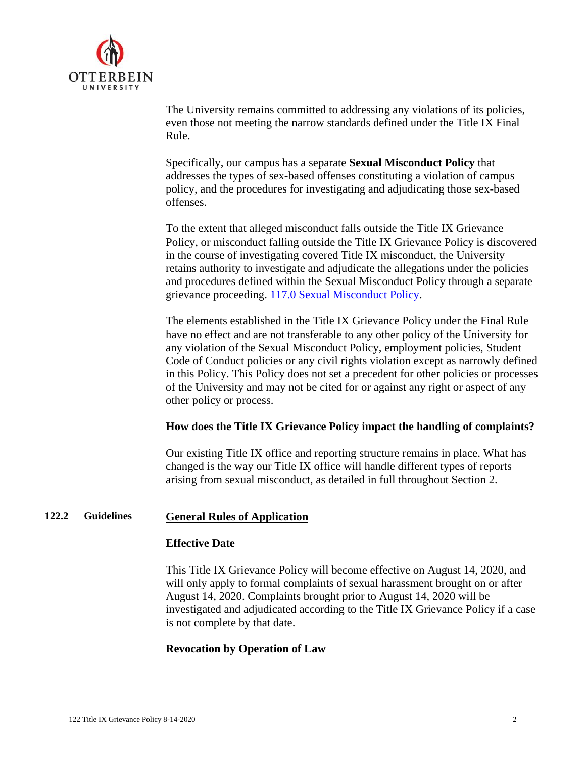The University remains committed to addressing any violations of its policies, even those not meeting the narrow standards defined under the Title IX Final Rule.

Specifically, our campus has a separate **Sexual Misconduct Policy** that addresses the types of sex-based offenses constituting a violation of campus policy, and the procedures for investigating and adjudicating those sex-based offenses.

To the extent that alleged misconduct falls outside the Title IX Grievance Policy, or misconduct falling outside the Title IX Grievance Policy is discovered in the course of investigating covered Title IX misconduct, the University retains authority to investigate and adjudicate the allegations under the policies and procedures defined within the Sexual Misconduct Policy through a separate grievance proceeding. [117.0 Sexual Misconduct Policy](#).

The elements established in the Title IX Grievance Policy under the Final Rule have no effect and are not transferable to any other policy of the University for any violation of the Sexual Misconduct Policy, employment policies, Student Code of Conduct policies or any civil rights violation except as narrowly defined in this Policy. This Policy does not set a precedent for other policies or processes of the University and may not be cited for or against any right or aspect of any other policy or process.

**How does the Title IX Grievance Policy impact the handling of complaints?**

Our existing Title IX office and reporting structure remains in place. What has changed is the way our Title IX office will handle different types of reports arising from sexual misconduct, as detailed in full throughout Section 2.

## 122.2 Guidelines

### General Rules of Application

**Effective Date**

This Title IX Grievance Policy will become effective on August 14, 2020, and will only apply to formal complaints of sexual harassment brought on or after August 14, 2020. Complaints brought prior to August 14, 2020 will be investigated and adjudicated according to the Title IX Grievance Policy if a case is not complete by that date.

**Revocation by Operation of Law**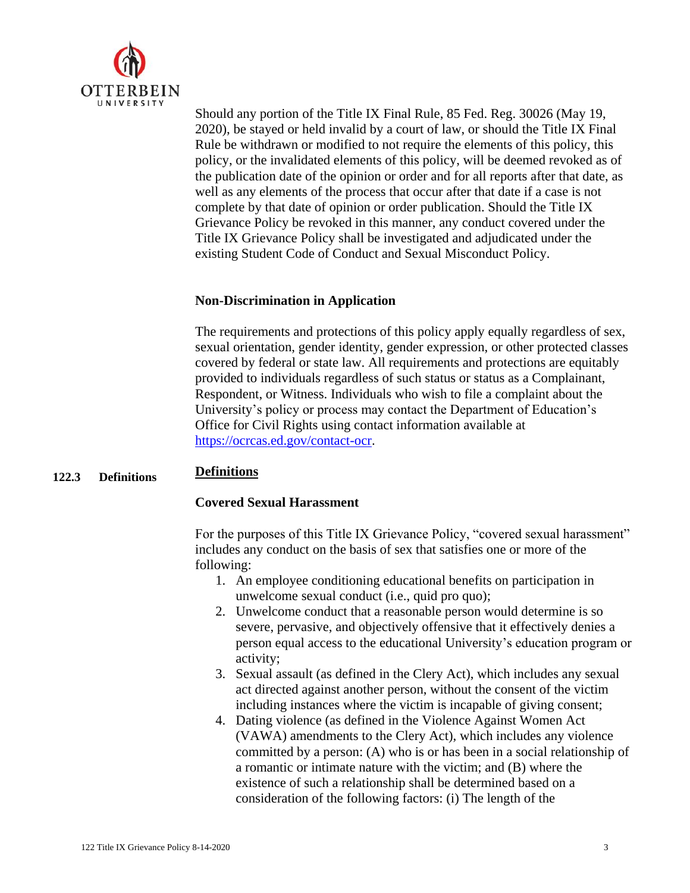Should any portion of the Title IX Final Rule, 85 Fed. Reg. 30026 (May 19, 2020), be stayed or held invalid by a court of law, or should the Title IX Final Rule be withdrawn or modified to not require the elements of this policy, this policy, or the invalidated elements of this policy, will be deemed revoked as of the publication date of the opinion or order and for all reports after that date, as well as any elements of the process that occur after that date if a case is not complete by that date of opinion or order publication. Should the Title IX Grievance Policy be revoked in this manner, any conduct covered under the Title IX Grievance Policy shall be investigated and adjudicated under the existing Student Code of Conduct and Sexual Misconduct Policy.

### Non-Discrimination in Application

The requirements and protections of this policy apply equally regardless of sex, sexual orientation, gender identity, gender expression, or other protected classes covered by federal or state law. All requirements and protections are equitably provided to individuals regardless of such status or status as a Complainant, Respondent, or Witness. Individuals who wish to file a complaint about the University's policy or process may contact the Department of Education's Office for Civil Rights using contact information available at https://ocrcas.ed.gov/contact-ocr.

## 122.3 Definitions

**Definitions**

### Covered Sexual Harassment

For the purposes of this Title IX Grievance Policy, "covered sexual harassment" includes any conduct on the basis of sex that satisfies one or more of the following:

1. An employee conditioning educational benefits on participation in unwelcome sexual conduct (i.e., quid pro quo);
2. Unwelcome conduct that a reasonable person would determine is so severe, pervasive, and objectively offensive that it effectively denies a person equal access to the educational University's education program or activity;
3. Sexual assault (as defined in the Clery Act), which includes any sexual act directed against another person, without the consent of the victim including instances where the victim is incapable of giving consent;
4. Dating violence (as defined in the Violence Against Women Act (VAWA) amendments to the Clery Act), which includes any violence committed by a person: (A) who is or has been in a social relationship of a romantic or intimate nature with the victim; and (B) where the existence of such a relationship shall be determined based on a consideration of the following factors: (i) The length of the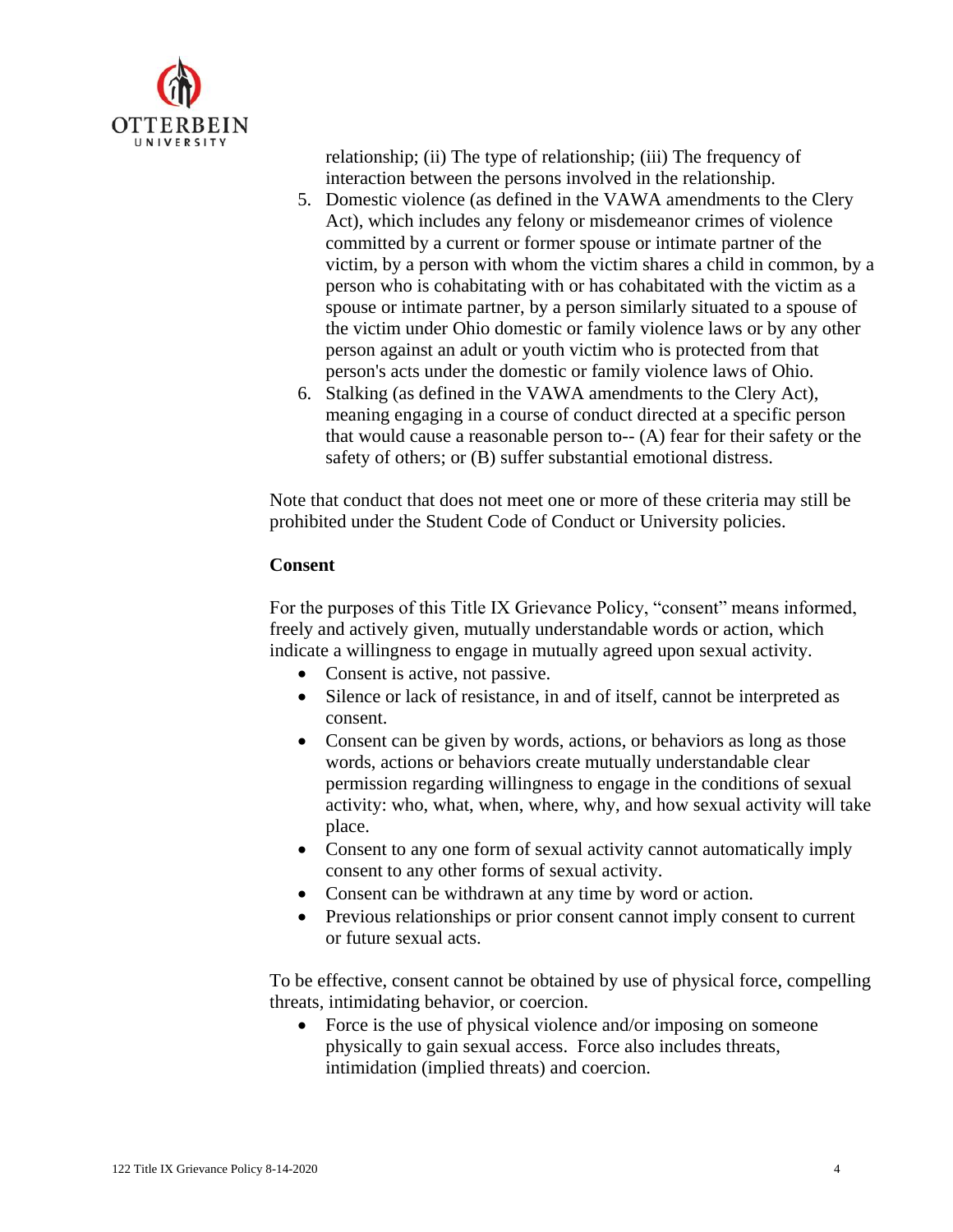relationship; (ii) The type of relationship; (iii) The frequency of interaction between the persons involved in the relationship.

5. Domestic violence (as defined in the VAWA amendments to the Clery Act), which includes any felony or misdemeanor crimes of violence committed by a current or former spouse or intimate partner of the victim, by a person with whom the victim shares a child in common, by a person who is cohabitating with or has cohabitated with the victim as a spouse or intimate partner, by a person similarly situated to a spouse of the victim under Ohio domestic or family violence laws or by any other person against an adult or youth victim who is protected from that person's acts under the domestic or family violence laws of Ohio.
6. Stalking (as defined in the VAWA amendments to the Clery Act), meaning engaging in a course of conduct directed at a specific person that would cause a reasonable person to-- (A) fear for their safety or the safety of others; or (B) suffer substantial emotional distress.

Note that conduct that does not meet one or more of these criteria may still be prohibited under the Student Code of Conduct or University policies.

**Consent**

For the purposes of this Title IX Grievance Policy, "consent" means informed, freely and actively given, mutually understandable words or action, which indicate a willingness to engage in mutually agreed upon sexual activity.

- Consent is active, not passive.
- Silence or lack of resistance, in and of itself, cannot be interpreted as consent.
- Consent can be given by words, actions, or behaviors as long as those words, actions or behaviors create mutually understandable clear permission regarding willingness to engage in the conditions of sexual activity: who, what, when, where, why, and how sexual activity will take place.
- Consent to any one form of sexual activity cannot automatically imply consent to any other forms of sexual activity.
- Consent can be withdrawn at any time by word or action.
- Previous relationships or prior consent cannot imply consent to current or future sexual acts.

To be effective, consent cannot be obtained by use of physical force, compelling threats, intimidating behavior, or coercion.

- Force is the use of physical violence and/or imposing on someone physically to gain sexual access. Force also includes threats, intimidation (implied threats) and coercion.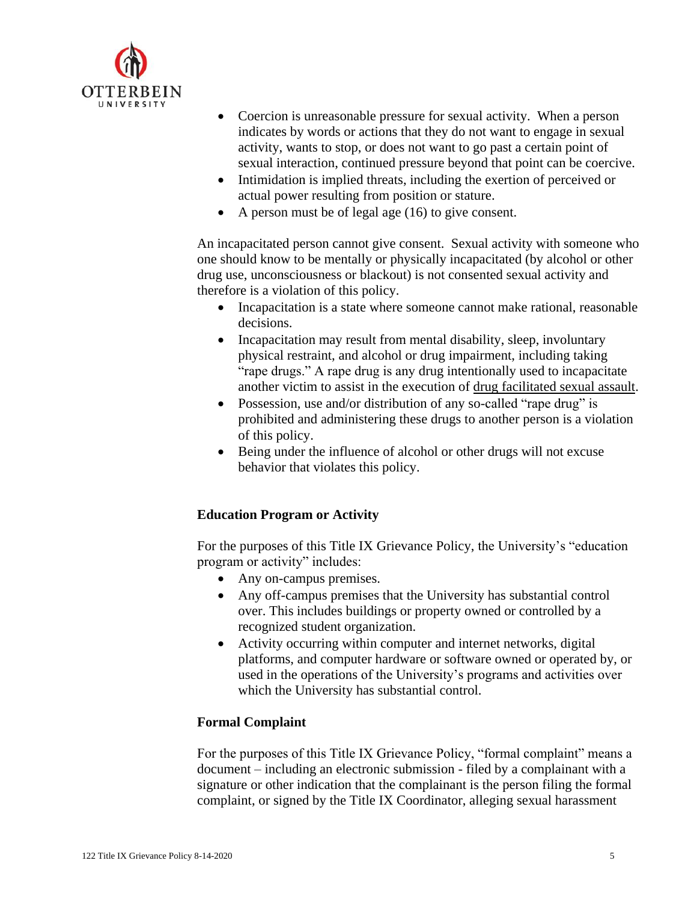- Coercion is unreasonable pressure for sexual activity. When a person indicates by words or actions that they do not want to engage in sexual activity, wants to stop, or does not want to go past a certain point of sexual interaction, continued pressure beyond that point can be coercive.
- Intimidation is implied threats, including the exertion of perceived or actual power resulting from position or stature.
- A person must be of legal age (16) to give consent.

An incapacitated person cannot give consent. Sexual activity with someone who one should know to be mentally or physically incapacitated (by alcohol or other drug use, unconsciousness or blackout) is not consented sexual activity and therefore is a violation of this policy.

- Incapacitation is a state where someone cannot make rational, reasonable decisions.
- Incapacitation may result from mental disability, sleep, involuntary physical restraint, and alcohol or drug impairment, including taking "rape drugs." A rape drug is any drug intentionally used to incapacitate another victim to assist in the execution of drug facilitated sexual assault.
- Possession, use and/or distribution of any so-called "rape drug" is prohibited and administering these drugs to another person is a violation of this policy.
- Being under the influence of alcohol or other drugs will not excuse behavior that violates this policy.

**Education Program or Activity**

For the purposes of this Title IX Grievance Policy, the University's "education program or activity" includes:

- Any on-campus premises.
- Any off-campus premises that the University has substantial control over. This includes buildings or property owned or controlled by a recognized student organization.
- Activity occurring within computer and internet networks, digital platforms, and computer hardware or software owned or operated by, or used in the operations of the University's programs and activities over which the University has substantial control.

**Formal Complaint**

For the purposes of this Title IX Grievance Policy, "formal complaint" means a document – including an electronic submission - filed by a complainant with a signature or other indication that the complainant is the person filing the formal complaint, or signed by the Title IX Coordinator, alleging sexual harassment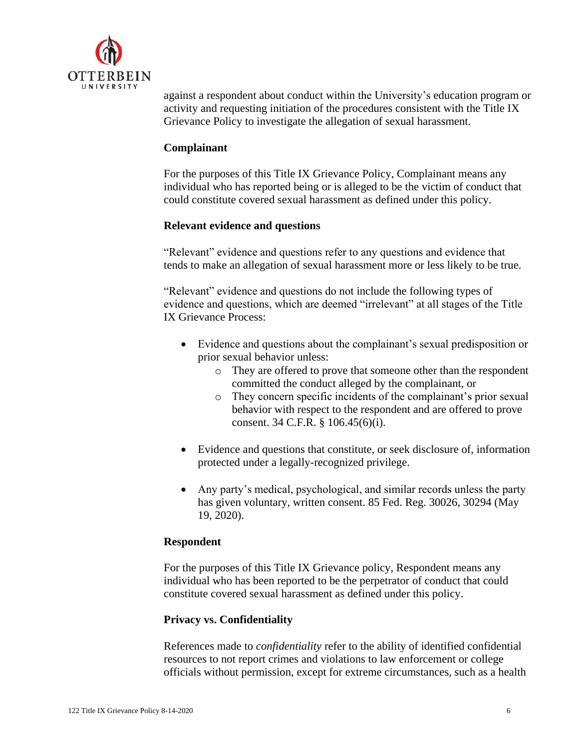against a respondent about conduct within the University's education program or activity and requesting initiation of the procedures consistent with the Title IX Grievance Policy to investigate the allegation of sexual harassment.

**Complainant**

For the purposes of this Title IX Grievance Policy, Complainant means any individual who has reported being or is alleged to be the victim of conduct that could constitute covered sexual harassment as defined under this policy.

**Relevant evidence and questions**

"Relevant" evidence and questions refer to any questions and evidence that tends to make an allegation of sexual harassment more or less likely to be true.

"Relevant" evidence and questions do not include the following types of evidence and questions, which are deemed "irrelevant" at all stages of the Title IX Grievance Process:

- Evidence and questions about the complainant's sexual predisposition or prior sexual behavior unless:
  - They are offered to prove that someone other than the respondent committed the conduct alleged by the complainant, or
  - They concern specific incidents of the complainant's prior sexual behavior with respect to the respondent and are offered to prove consent. 34 C.F.R. § 106.45(6)(i).
- Evidence and questions that constitute, or seek disclosure of, information protected under a legally-recognized privilege.
- Any party's medical, psychological, and similar records unless the party has given voluntary, written consent. 85 Fed. Reg. 30026, 30294 (May 19, 2020).

**Respondent**

For the purposes of this Title IX Grievance policy, Respondent means any individual who has been reported to be the perpetrator of conduct that could constitute covered sexual harassment as defined under this policy.

**Privacy vs. Confidentiality**

References made to *confidentiality* refer to the ability of identified confidential resources to not report crimes and violations to law enforcement or college officials without permission, except for extreme circumstances, such as a health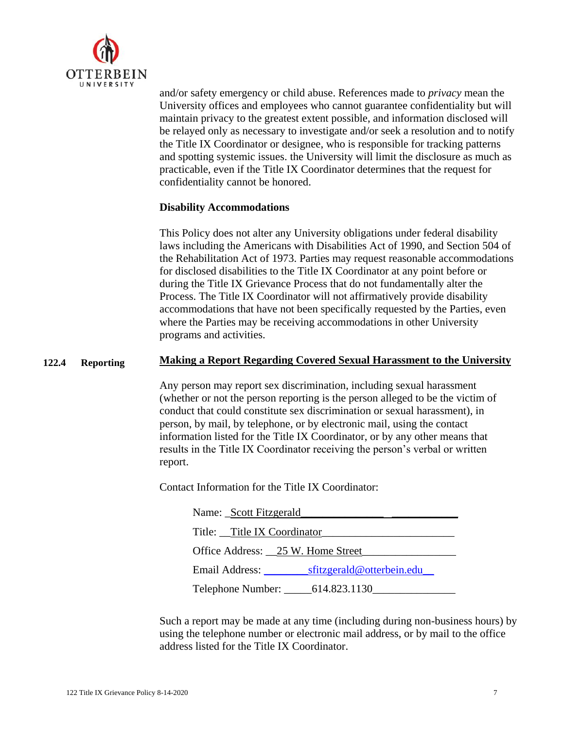and/or safety emergency or child abuse. References made to *privacy* mean the University offices and employees who cannot guarantee confidentiality but will maintain privacy to the greatest extent possible, and information disclosed will be relayed only as necessary to investigate and/or seek a resolution and to notify the Title IX Coordinator or designee, who is responsible for tracking patterns and spotting systemic issues. the University will limit the disclosure as much as practicable, even if the Title IX Coordinator determines that the request for confidentiality cannot be honored.

**Disability Accommodations**

This Policy does not alter any University obligations under federal disability laws including the Americans with Disabilities Act of 1990, and Section 504 of the Rehabilitation Act of 1973. Parties may request reasonable accommodations for disclosed disabilities to the Title IX Coordinator at any point before or during the Title IX Grievance Process that do not fundamentally alter the Process. The Title IX Coordinator will not affirmatively provide disability accommodations that have not been specifically requested by the Parties, even where the Parties may be receiving accommodations in other University programs and activities.

## 122.4 Reporting

**Making a Report Regarding Covered Sexual Harassment to the University**

Any person may report sex discrimination, including sexual harassment (whether or not the person reporting is the person alleged to be the victim of conduct that could constitute sex discrimination or sexual harassment), in person, by mail, by telephone, or by electronic mail, using the contact information listed for the Title IX Coordinator, or by any other means that results in the Title IX Coordinator receiving the person's verbal or written report.

Contact Information for the Title IX Coordinator:

Name: Scott Fitzgerald

Title: Title IX Coordinator

Office Address: 25 W. Home Street

Email Address: sfitzgerald@otterbein.edu

Telephone Number: 614.823.1130

Such a report may be made at any time (including during non-business hours) by using the telephone number or electronic mail address, or by mail to the office address listed for the Title IX Coordinator.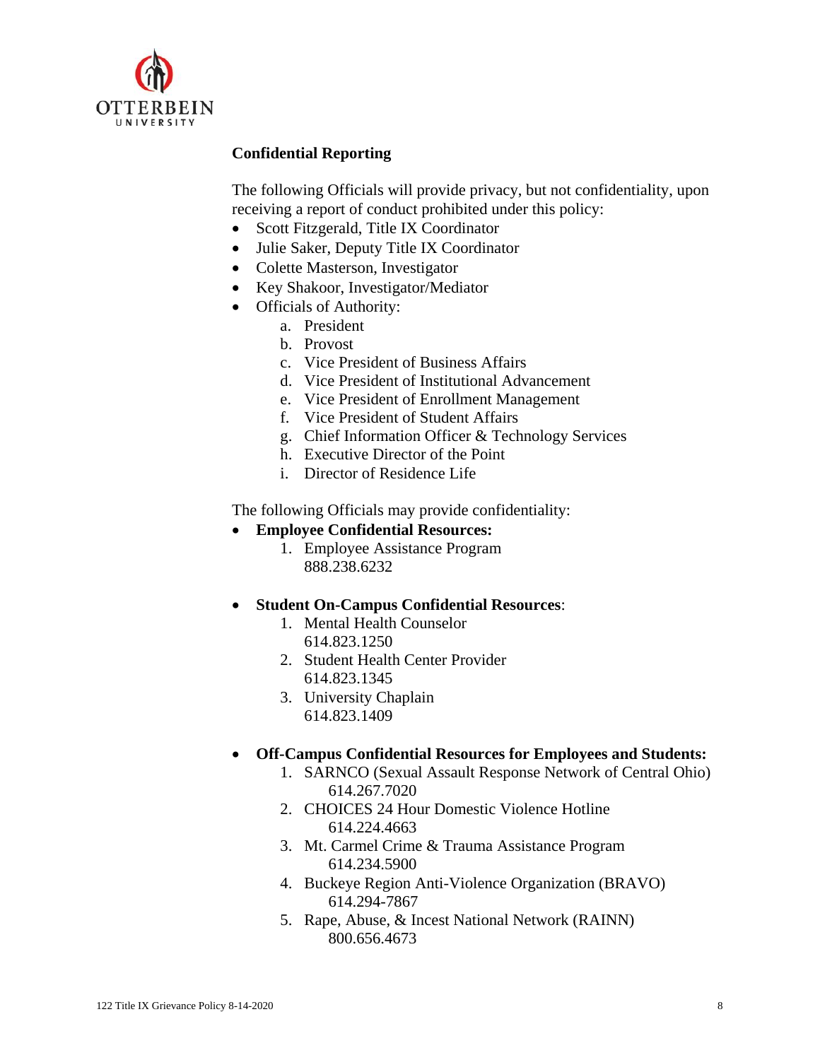**Confidential Reporting**

The following Officials will provide privacy, but not confidentiality, upon receiving a report of conduct prohibited under this policy:

- Scott Fitzgerald, Title IX Coordinator
- Julie Saker, Deputy Title IX Coordinator
- Colette Masterson, Investigator
- Key Shakoor, Investigator/Mediator
- Officials of Authority:
  a. President
  b. Provost
  c. Vice President of Business Affairs
  d. Vice President of Institutional Advancement
  e. Vice President of Enrollment Management
  f. Vice President of Student Affairs
  g. Chief Information Officer & Technology Services
  h. Executive Director of the Point
  i. Director of Residence Life

The following Officials may provide confidentiality:

- **Employee Confidential Resources:**
  1. Employee Assistance Program
     888.238.6232

- **Student On-Campus Confidential Resources**:
  1. Mental Health Counselor
     614.823.1250
  2. Student Health Center Provider
     614.823.1345
  3. University Chaplain
     614.823.1409

- **Off-Campus Confidential Resources for Employees and Students:**
  1. SARNCO (Sexual Assault Response Network of Central Ohio)
     614.267.7020
  2. CHOICES 24 Hour Domestic Violence Hotline
     614.224.4663
  3. Mt. Carmel Crime & Trauma Assistance Program
     614.234.5900
  4. Buckeye Region Anti-Violence Organization (BRAVO)
     614.294-7867
  5. Rape, Abuse, & Incest National Network (RAINN)
     800.656.4673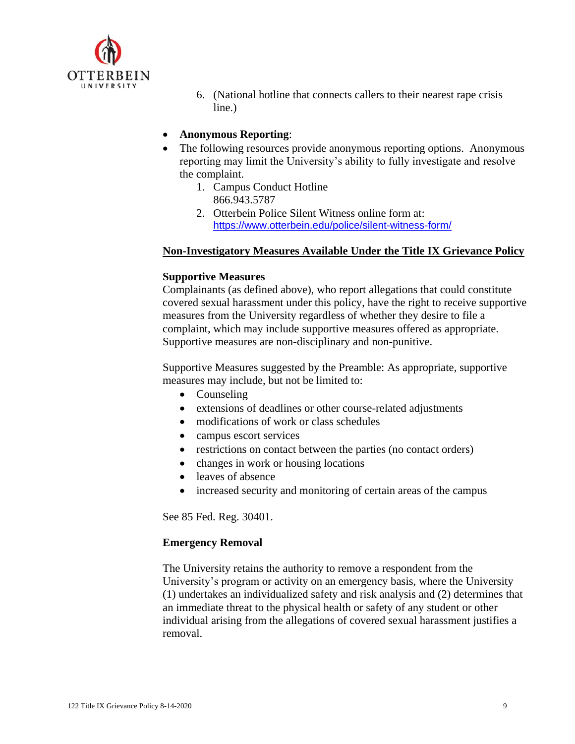6. (National hotline that connects callers to their nearest rape crisis line.)

- **Anonymous Reporting**:
- The following resources provide anonymous reporting options. Anonymous reporting may limit the University's ability to fully investigate and resolve the complaint.
  1. Campus Conduct Hotline
     866.943.5787
  2. Otterbein Police Silent Witness online form at:
     https://www.otterbein.edu/police/silent-witness-form/

## Non-Investigatory Measures Available Under the Title IX Grievance Policy

### Supportive Measures

Complainants (as defined above), who report allegations that could constitute covered sexual harassment under this policy, have the right to receive supportive measures from the University regardless of whether they desire to file a complaint, which may include supportive measures offered as appropriate. Supportive measures are non-disciplinary and non-punitive.

Supportive Measures suggested by the Preamble: As appropriate, supportive measures may include, but not be limited to:

- Counseling
- extensions of deadlines or other course-related adjustments
- modifications of work or class schedules
- campus escort services
- restrictions on contact between the parties (no contact orders)
- changes in work or housing locations
- leaves of absence
- increased security and monitoring of certain areas of the campus

See 85 Fed. Reg. 30401.

### Emergency Removal

The University retains the authority to remove a respondent from the University's program or activity on an emergency basis, where the University (1) undertakes an individualized safety and risk analysis and (2) determines that an immediate threat to the physical health or safety of any student or other individual arising from the allegations of covered sexual harassment justifies a removal.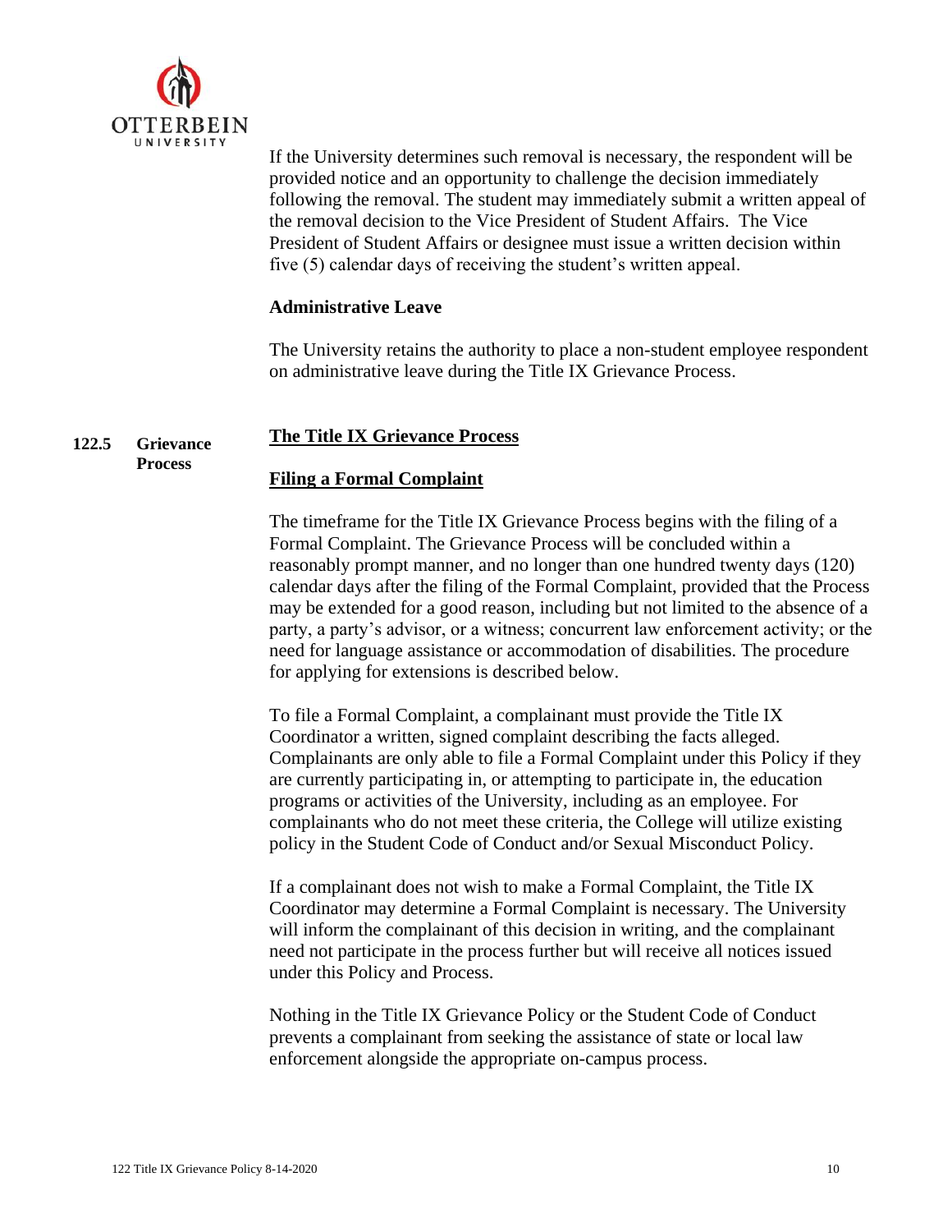If the University determines such removal is necessary, the respondent will be provided notice and an opportunity to challenge the decision immediately following the removal. The student may immediately submit a written appeal of the removal decision to the Vice President of Student Affairs. The Vice President of Student Affairs or designee must issue a written decision within five (5) calendar days of receiving the student's written appeal.

**Administrative Leave**

The University retains the authority to place a non-student employee respondent on administrative leave during the Title IX Grievance Process.

**122.5 Grievance Process**

## The Title IX Grievance Process

### Filing a Formal Complaint

The timeframe for the Title IX Grievance Process begins with the filing of a Formal Complaint. The Grievance Process will be concluded within a reasonably prompt manner, and no longer than one hundred twenty days (120) calendar days after the filing of the Formal Complaint, provided that the Process may be extended for a good reason, including but not limited to the absence of a party, a party's advisor, or a witness; concurrent law enforcement activity; or the need for language assistance or accommodation of disabilities. The procedure for applying for extensions is described below.

To file a Formal Complaint, a complainant must provide the Title IX Coordinator a written, signed complaint describing the facts alleged. Complainants are only able to file a Formal Complaint under this Policy if they are currently participating in, or attempting to participate in, the education programs or activities of the University, including as an employee. For complainants who do not meet these criteria, the College will utilize existing policy in the Student Code of Conduct and/or Sexual Misconduct Policy.

If a complainant does not wish to make a Formal Complaint, the Title IX Coordinator may determine a Formal Complaint is necessary. The University will inform the complainant of this decision in writing, and the complainant need not participate in the process further but will receive all notices issued under this Policy and Process.

Nothing in the Title IX Grievance Policy or the Student Code of Conduct prevents a complainant from seeking the assistance of state or local law enforcement alongside the appropriate on-campus process.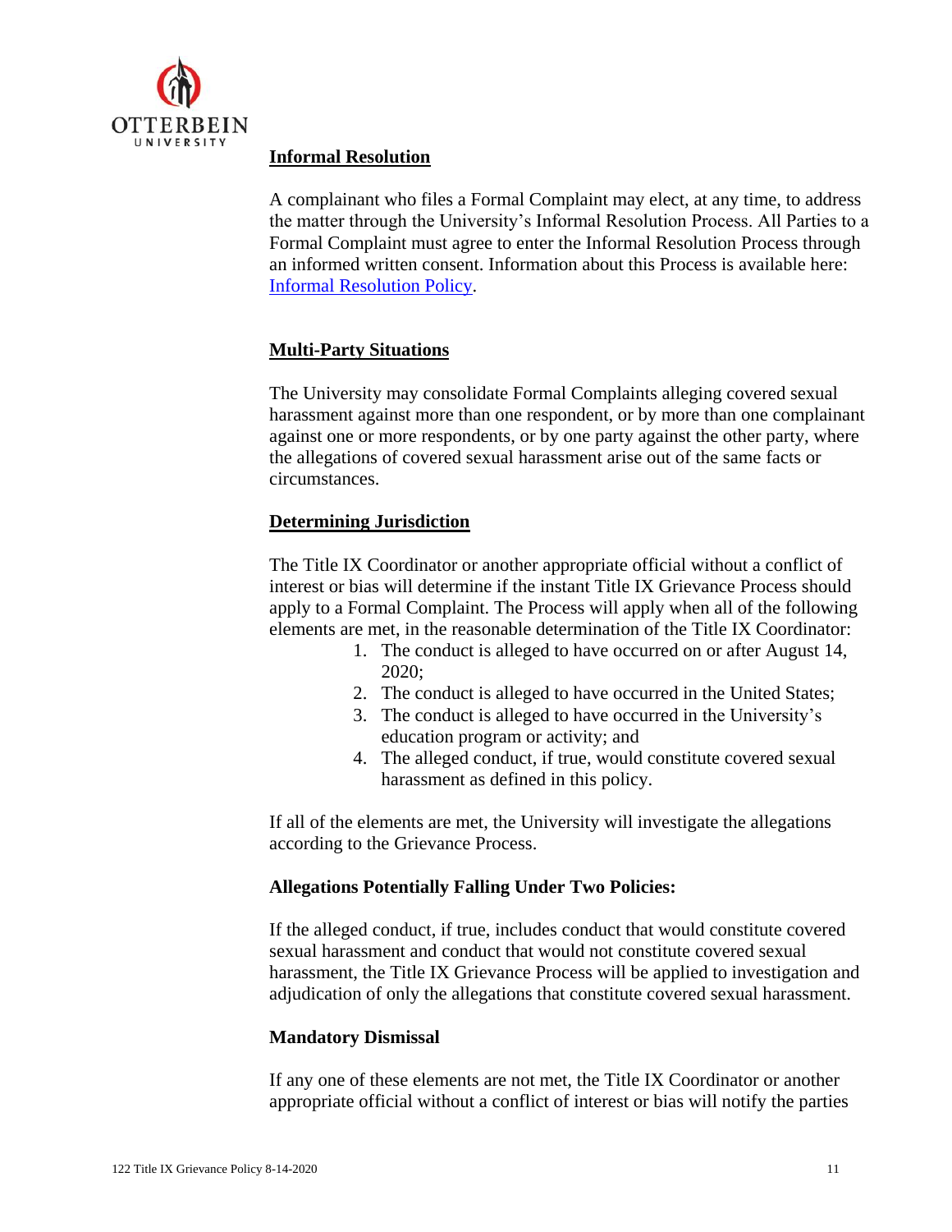**Informal Resolution**

A complainant who files a Formal Complaint may elect, at any time, to address the matter through the University's Informal Resolution Process. All Parties to a Formal Complaint must agree to enter the Informal Resolution Process through an informed written consent. Information about this Process is available here: [Informal Resolution Policy](#).

**Multi-Party Situations**

The University may consolidate Formal Complaints alleging covered sexual harassment against more than one respondent, or by more than one complainant against one or more respondents, or by one party against the other party, where the allegations of covered sexual harassment arise out of the same facts or circumstances.

**Determining Jurisdiction**

The Title IX Coordinator or another appropriate official without a conflict of interest or bias will determine if the instant Title IX Grievance Process should apply to a Formal Complaint. The Process will apply when all of the following elements are met, in the reasonable determination of the Title IX Coordinator:

1. The conduct is alleged to have occurred on or after August 14, 2020;
2. The conduct is alleged to have occurred in the United States;
3. The conduct is alleged to have occurred in the University's education program or activity; and
4. The alleged conduct, if true, would constitute covered sexual harassment as defined in this policy.

If all of the elements are met, the University will investigate the allegations according to the Grievance Process.

**Allegations Potentially Falling Under Two Policies:**

If the alleged conduct, if true, includes conduct that would constitute covered sexual harassment and conduct that would not constitute covered sexual harassment, the Title IX Grievance Process will be applied to investigation and adjudication of only the allegations that constitute covered sexual harassment.

**Mandatory Dismissal**

If any one of these elements are not met, the Title IX Coordinator or another appropriate official without a conflict of interest or bias will notify the parties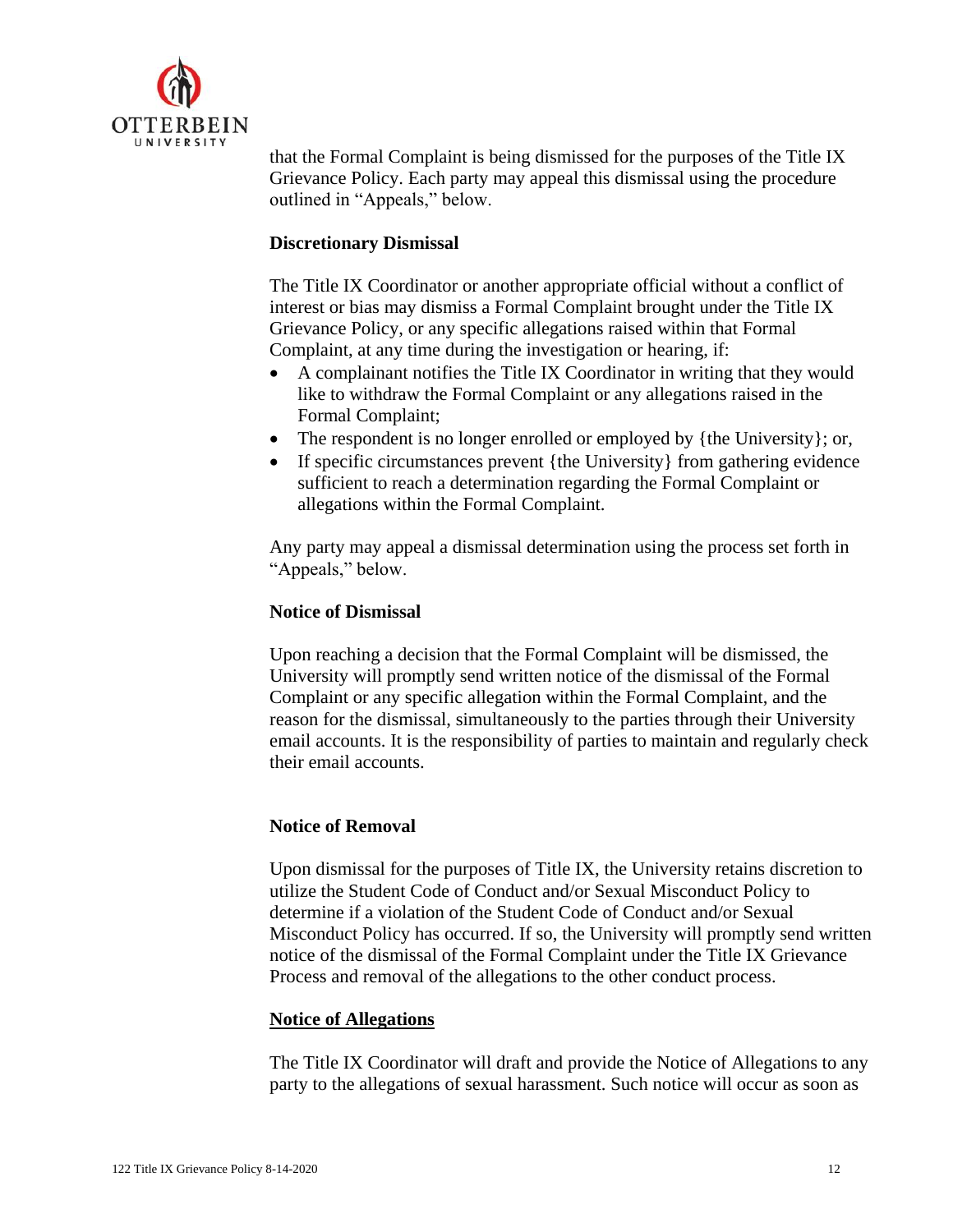that the Formal Complaint is being dismissed for the purposes of the Title IX Grievance Policy. Each party may appeal this dismissal using the procedure outlined in "Appeals," below.

**Discretionary Dismissal**

The Title IX Coordinator or another appropriate official without a conflict of interest or bias may dismiss a Formal Complaint brought under the Title IX Grievance Policy, or any specific allegations raised within that Formal Complaint, at any time during the investigation or hearing, if:

- A complainant notifies the Title IX Coordinator in writing that they would like to withdraw the Formal Complaint or any allegations raised in the Formal Complaint;
- The respondent is no longer enrolled or employed by {the University}; or,
- If specific circumstances prevent {the University} from gathering evidence sufficient to reach a determination regarding the Formal Complaint or allegations within the Formal Complaint.

Any party may appeal a dismissal determination using the process set forth in "Appeals," below.

**Notice of Dismissal**

Upon reaching a decision that the Formal Complaint will be dismissed, the University will promptly send written notice of the dismissal of the Formal Complaint or any specific allegation within the Formal Complaint, and the reason for the dismissal, simultaneously to the parties through their University email accounts. It is the responsibility of parties to maintain and regularly check their email accounts.

**Notice of Removal**

Upon dismissal for the purposes of Title IX, the University retains discretion to utilize the Student Code of Conduct and/or Sexual Misconduct Policy to determine if a violation of the Student Code of Conduct and/or Sexual Misconduct Policy has occurred. If so, the University will promptly send written notice of the dismissal of the Formal Complaint under the Title IX Grievance Process and removal of the allegations to the other conduct process.

**Notice of Allegations**

The Title IX Coordinator will draft and provide the Notice of Allegations to any party to the allegations of sexual harassment. Such notice will occur as soon as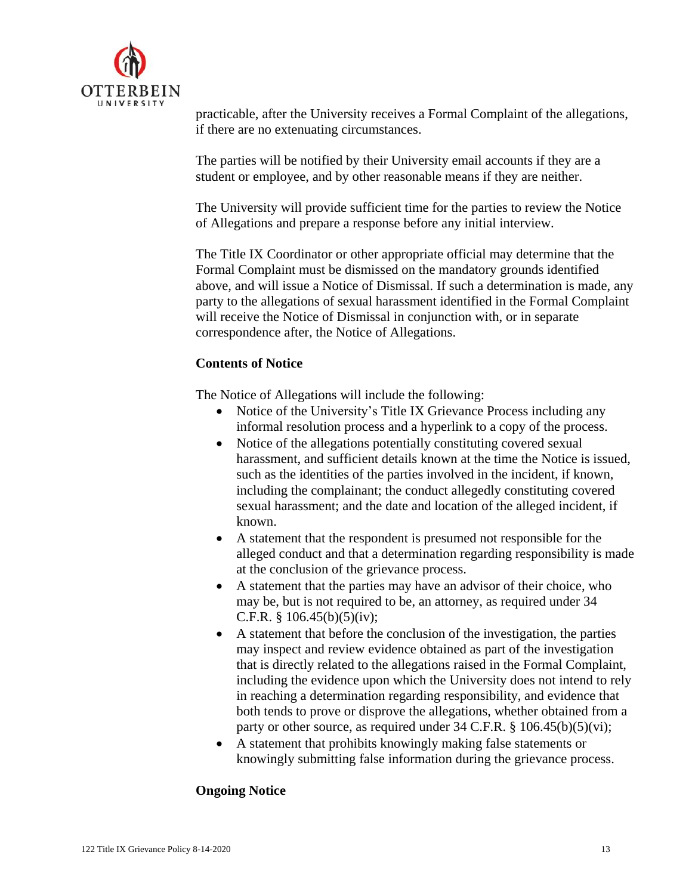practicable, after the University receives a Formal Complaint of the allegations, if there are no extenuating circumstances.

The parties will be notified by their University email accounts if they are a student or employee, and by other reasonable means if they are neither.

The University will provide sufficient time for the parties to review the Notice of Allegations and prepare a response before any initial interview.

The Title IX Coordinator or other appropriate official may determine that the Formal Complaint must be dismissed on the mandatory grounds identified above, and will issue a Notice of Dismissal. If such a determination is made, any party to the allegations of sexual harassment identified in the Formal Complaint will receive the Notice of Dismissal in conjunction with, or in separate correspondence after, the Notice of Allegations.

**Contents of Notice**

The Notice of Allegations will include the following:

- Notice of the University's Title IX Grievance Process including any informal resolution process and a hyperlink to a copy of the process.
- Notice of the allegations potentially constituting covered sexual harassment, and sufficient details known at the time the Notice is issued, such as the identities of the parties involved in the incident, if known, including the complainant; the conduct allegedly constituting covered sexual harassment; and the date and location of the alleged incident, if known.
- A statement that the respondent is presumed not responsible for the alleged conduct and that a determination regarding responsibility is made at the conclusion of the grievance process.
- A statement that the parties may have an advisor of their choice, who may be, but is not required to be, an attorney, as required under 34 C.F.R. § 106.45(b)(5)(iv);
- A statement that before the conclusion of the investigation, the parties may inspect and review evidence obtained as part of the investigation that is directly related to the allegations raised in the Formal Complaint, including the evidence upon which the University does not intend to rely in reaching a determination regarding responsibility, and evidence that both tends to prove or disprove the allegations, whether obtained from a party or other source, as required under 34 C.F.R. § 106.45(b)(5)(vi);
- A statement that prohibits knowingly making false statements or knowingly submitting false information during the grievance process.

**Ongoing Notice**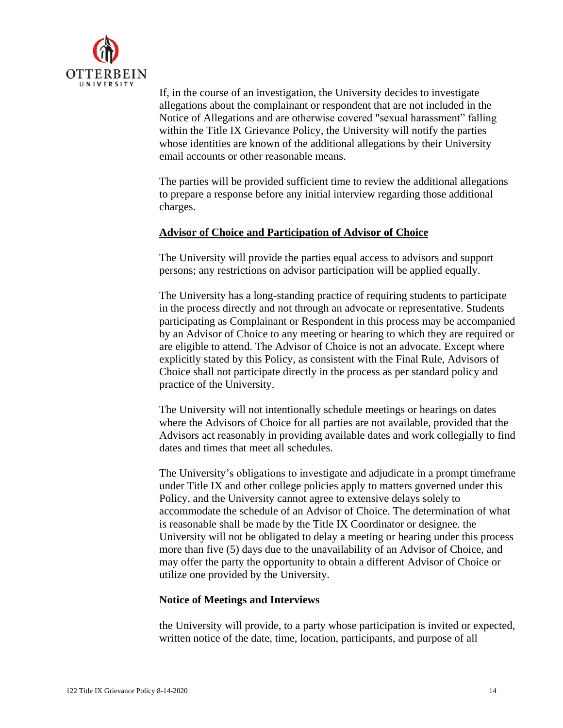If, in the course of an investigation, the University decides to investigate allegations about the complainant or respondent that are not included in the Notice of Allegations and are otherwise covered "sexual harassment" falling within the Title IX Grievance Policy, the University will notify the parties whose identities are known of the additional allegations by their University email accounts or other reasonable means.

The parties will be provided sufficient time to review the additional allegations to prepare a response before any initial interview regarding those additional charges.

**<u>Advisor of Choice and Participation of Advisor of Choice</u>**

The University will provide the parties equal access to advisors and support persons; any restrictions on advisor participation will be applied equally.

The University has a long-standing practice of requiring students to participate in the process directly and not through an advocate or representative. Students participating as Complainant or Respondent in this process may be accompanied by an Advisor of Choice to any meeting or hearing to which they are required or are eligible to attend. The Advisor of Choice is not an advocate. Except where explicitly stated by this Policy, as consistent with the Final Rule, Advisors of Choice shall not participate directly in the process as per standard policy and practice of the University.

The University will not intentionally schedule meetings or hearings on dates where the Advisors of Choice for all parties are not available, provided that the Advisors act reasonably in providing available dates and work collegially to find dates and times that meet all schedules.

The University's obligations to investigate and adjudicate in a prompt timeframe under Title IX and other college policies apply to matters governed under this Policy, and the University cannot agree to extensive delays solely to accommodate the schedule of an Advisor of Choice. The determination of what is reasonable shall be made by the Title IX Coordinator or designee. the University will not be obligated to delay a meeting or hearing under this process more than five (5) days due to the unavailability of an Advisor of Choice, and may offer the party the opportunity to obtain a different Advisor of Choice or utilize one provided by the University.

**Notice of Meetings and Interviews**

the University will provide, to a party whose participation is invited or expected, written notice of the date, time, location, participants, and purpose of all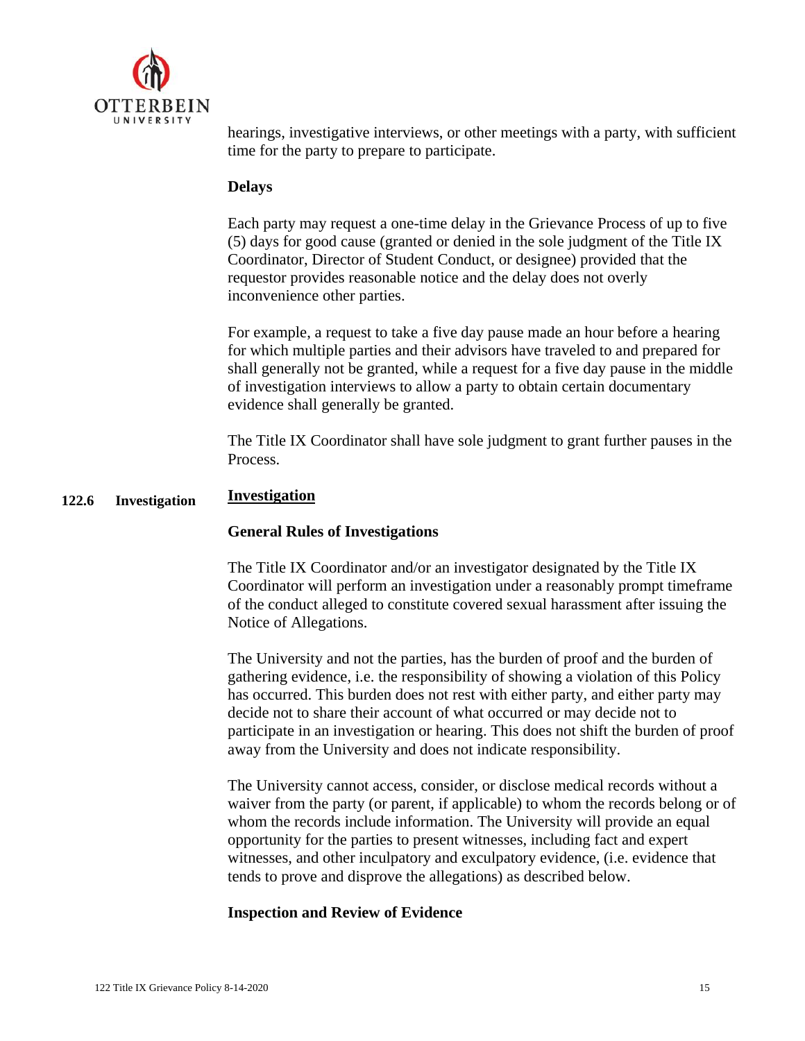hearings, investigative interviews, or other meetings with a party, with sufficient time for the party to prepare to participate.

**Delays**

Each party may request a one-time delay in the Grievance Process of up to five (5) days for good cause (granted or denied in the sole judgment of the Title IX Coordinator, Director of Student Conduct, or designee) provided that the requestor provides reasonable notice and the delay does not overly inconvenience other parties.

For example, a request to take a five day pause made an hour before a hearing for which multiple parties and their advisors have traveled to and prepared for shall generally not be granted, while a request for a five day pause in the middle of investigation interviews to allow a party to obtain certain documentary evidence shall generally be granted.

The Title IX Coordinator shall have sole judgment to grant further pauses in the Process.

## 122.6 Investigation

**<u>Investigation</u>**

**General Rules of Investigations**

The Title IX Coordinator and/or an investigator designated by the Title IX Coordinator will perform an investigation under a reasonably prompt timeframe of the conduct alleged to constitute covered sexual harassment after issuing the Notice of Allegations.

The University and not the parties, has the burden of proof and the burden of gathering evidence, i.e. the responsibility of showing a violation of this Policy has occurred. This burden does not rest with either party, and either party may decide not to share their account of what occurred or may decide not to participate in an investigation or hearing. This does not shift the burden of proof away from the University and does not indicate responsibility.

The University cannot access, consider, or disclose medical records without a waiver from the party (or parent, if applicable) to whom the records belong or of whom the records include information. The University will provide an equal opportunity for the parties to present witnesses, including fact and expert witnesses, and other inculpatory and exculpatory evidence, (i.e. evidence that tends to prove and disprove the allegations) as described below.

**Inspection and Review of Evidence**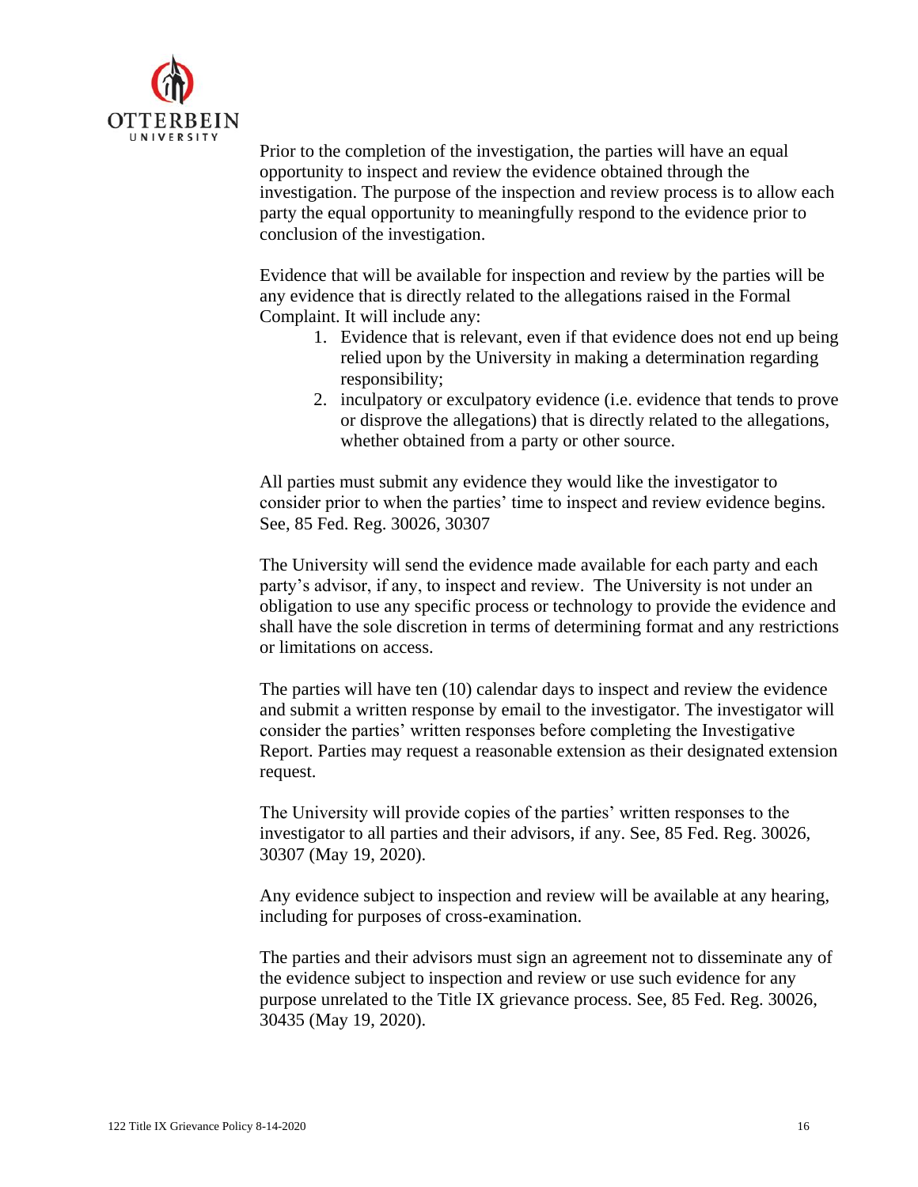Prior to the completion of the investigation, the parties will have an equal opportunity to inspect and review the evidence obtained through the investigation. The purpose of the inspection and review process is to allow each party the equal opportunity to meaningfully respond to the evidence prior to conclusion of the investigation.

Evidence that will be available for inspection and review by the parties will be any evidence that is directly related to the allegations raised in the Formal Complaint. It will include any:

1. Evidence that is relevant, even if that evidence does not end up being relied upon by the University in making a determination regarding responsibility;
2. inculpatory or exculpatory evidence (i.e. evidence that tends to prove or disprove the allegations) that is directly related to the allegations, whether obtained from a party or other source.

All parties must submit any evidence they would like the investigator to consider prior to when the parties' time to inspect and review evidence begins. See, 85 Fed. Reg. 30026, 30307

The University will send the evidence made available for each party and each party's advisor, if any, to inspect and review. The University is not under an obligation to use any specific process or technology to provide the evidence and shall have the sole discretion in terms of determining format and any restrictions or limitations on access.

The parties will have ten (10) calendar days to inspect and review the evidence and submit a written response by email to the investigator. The investigator will consider the parties' written responses before completing the Investigative Report. Parties may request a reasonable extension as their designated extension request.

The University will provide copies of the parties' written responses to the investigator to all parties and their advisors, if any. See, 85 Fed. Reg. 30026, 30307 (May 19, 2020).

Any evidence subject to inspection and review will be available at any hearing, including for purposes of cross-examination.

The parties and their advisors must sign an agreement not to disseminate any of the evidence subject to inspection and review or use such evidence for any purpose unrelated to the Title IX grievance process. See, 85 Fed. Reg. 30026, 30435 (May 19, 2020).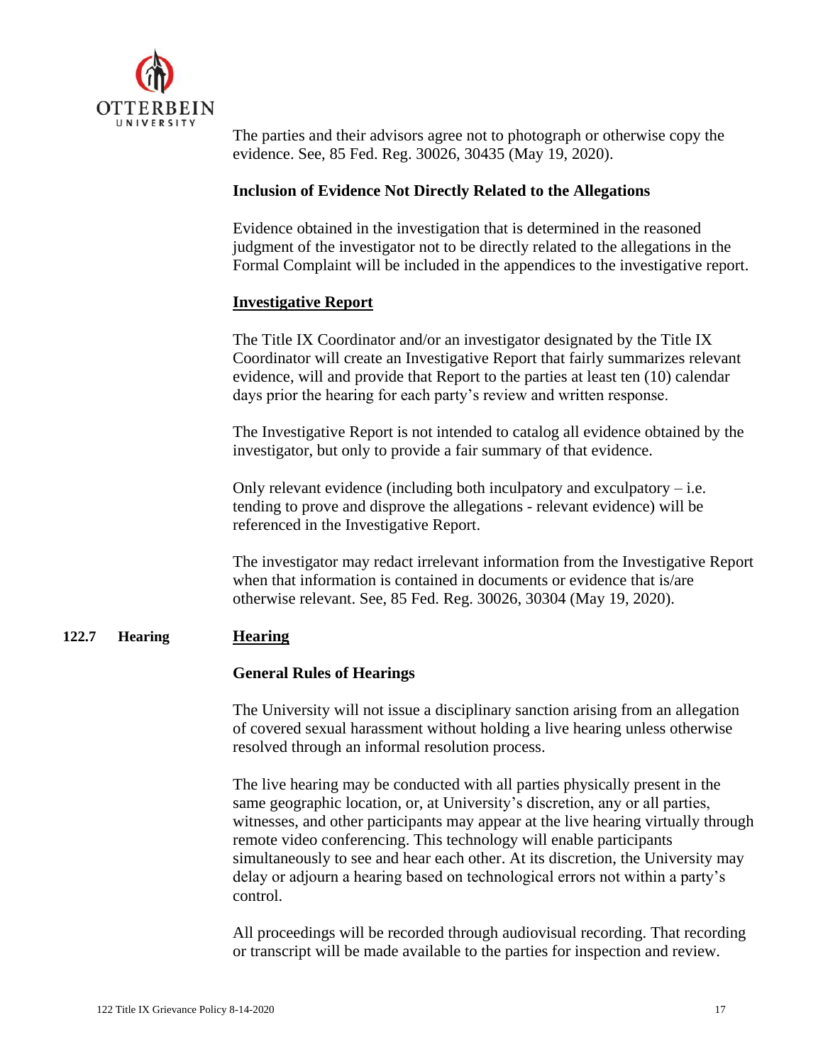The parties and their advisors agree not to photograph or otherwise copy the evidence. See, 85 Fed. Reg. 30026, 30435 (May 19, 2020).

**Inclusion of Evidence Not Directly Related to the Allegations**

Evidence obtained in the investigation that is determined in the reasoned judgment of the investigator not to be directly related to the allegations in the Formal Complaint will be included in the appendices to the investigative report.

**Investigative Report**

The Title IX Coordinator and/or an investigator designated by the Title IX Coordinator will create an Investigative Report that fairly summarizes relevant evidence, will and provide that Report to the parties at least ten (10) calendar days prior the hearing for each party's review and written response.

The Investigative Report is not intended to catalog all evidence obtained by the investigator, but only to provide a fair summary of that evidence.

Only relevant evidence (including both inculpatory and exculpatory – i.e. tending to prove and disprove the allegations - relevant evidence) will be referenced in the Investigative Report.

The investigator may redact irrelevant information from the Investigative Report when that information is contained in documents or evidence that is/are otherwise relevant. See, 85 Fed. Reg. 30026, 30304 (May 19, 2020).

## 122.7 Hearing

**Hearing**

**General Rules of Hearings**

The University will not issue a disciplinary sanction arising from an allegation of covered sexual harassment without holding a live hearing unless otherwise resolved through an informal resolution process.

The live hearing may be conducted with all parties physically present in the same geographic location, or, at University's discretion, any or all parties, witnesses, and other participants may appear at the live hearing virtually through remote video conferencing. This technology will enable participants simultaneously to see and hear each other. At its discretion, the University may delay or adjourn a hearing based on technological errors not within a party's control.

All proceedings will be recorded through audiovisual recording. That recording or transcript will be made available to the parties for inspection and review.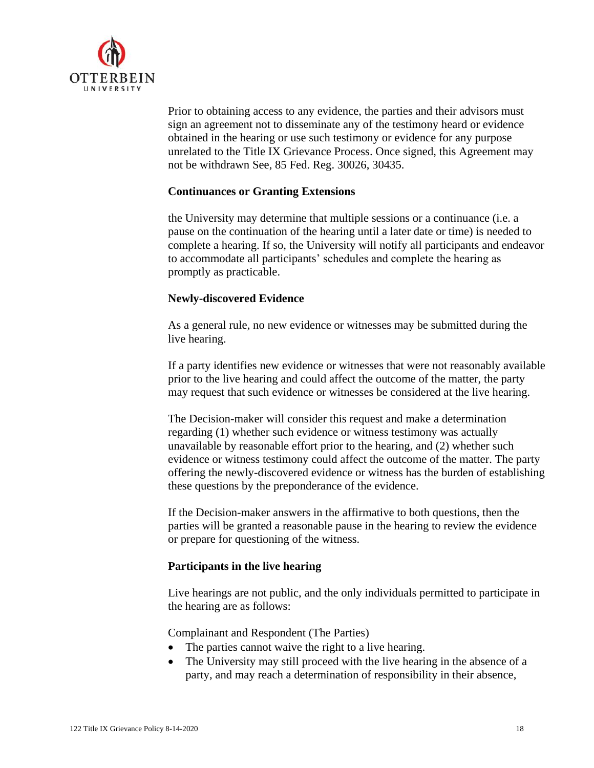Prior to obtaining access to any evidence, the parties and their advisors must sign an agreement not to disseminate any of the testimony heard or evidence obtained in the hearing or use such testimony or evidence for any purpose unrelated to the Title IX Grievance Process. Once signed, this Agreement may not be withdrawn See, 85 Fed. Reg. 30026, 30435.

**Continuances or Granting Extensions**

the University may determine that multiple sessions or a continuance (i.e. a pause on the continuation of the hearing until a later date or time) is needed to complete a hearing. If so, the University will notify all participants and endeavor to accommodate all participants' schedules and complete the hearing as promptly as practicable.

**Newly-discovered Evidence**

As a general rule, no new evidence or witnesses may be submitted during the live hearing.

If a party identifies new evidence or witnesses that were not reasonably available prior to the live hearing and could affect the outcome of the matter, the party may request that such evidence or witnesses be considered at the live hearing.

The Decision-maker will consider this request and make a determination regarding (1) whether such evidence or witness testimony was actually unavailable by reasonable effort prior to the hearing, and (2) whether such evidence or witness testimony could affect the outcome of the matter. The party offering the newly-discovered evidence or witness has the burden of establishing these questions by the preponderance of the evidence.

If the Decision-maker answers in the affirmative to both questions, then the parties will be granted a reasonable pause in the hearing to review the evidence or prepare for questioning of the witness.

**Participants in the live hearing**

Live hearings are not public, and the only individuals permitted to participate in the hearing are as follows:

Complainant and Respondent (The Parties)

- The parties cannot waive the right to a live hearing.
- The University may still proceed with the live hearing in the absence of a party, and may reach a determination of responsibility in their absence,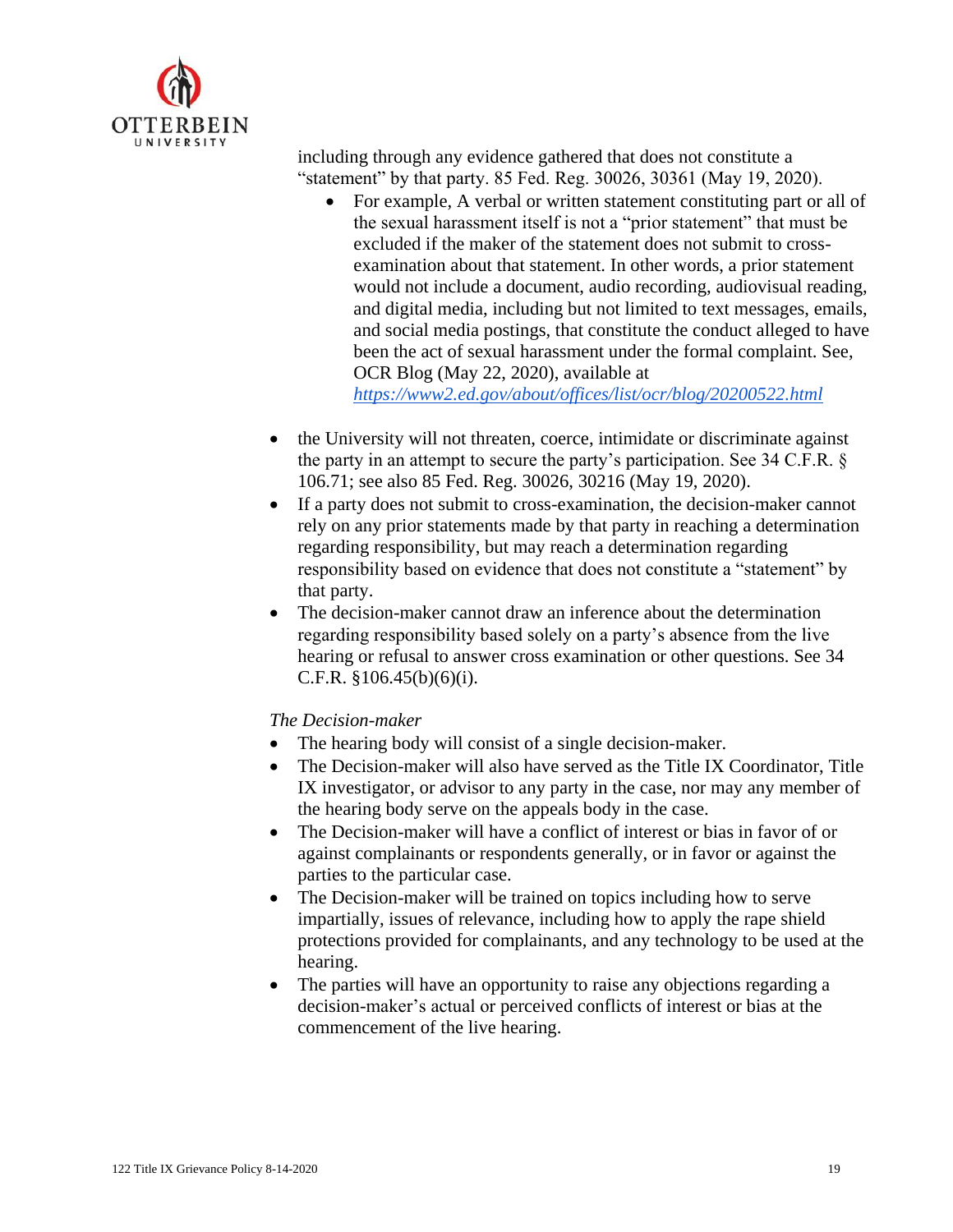including through any evidence gathered that does not constitute a "statement" by that party. 85 Fed. Reg. 30026, 30361 (May 19, 2020).

  - For example, A verbal or written statement constituting part or all of the sexual harassment itself is not a "prior statement" that must be excluded if the maker of the statement does not submit to cross-examination about that statement. In other words, a prior statement would not include a document, audio recording, audiovisual reading, and digital media, including but not limited to text messages, emails, and social media postings, that constitute the conduct alleged to have been the act of sexual harassment under the formal complaint. See, OCR Blog (May 22, 2020), available at *https://www2.ed.gov/about/offices/list/ocr/blog/20200522.html*

- the University will not threaten, coerce, intimidate or discriminate against the party in an attempt to secure the party's participation. See 34 C.F.R. § 106.71; see also 85 Fed. Reg. 30026, 30216 (May 19, 2020).
- If a party does not submit to cross-examination, the decision-maker cannot rely on any prior statements made by that party in reaching a determination regarding responsibility, but may reach a determination regarding responsibility based on evidence that does not constitute a "statement" by that party.
- The decision-maker cannot draw an inference about the determination regarding responsibility based solely on a party's absence from the live hearing or refusal to answer cross examination or other questions. See 34 C.F.R. §106.45(b)(6)(i).

*The Decision-maker*

- The hearing body will consist of a single decision-maker.
- The Decision-maker will also have served as the Title IX Coordinator, Title IX investigator, or advisor to any party in the case, nor may any member of the hearing body serve on the appeals body in the case.
- The Decision-maker will have a conflict of interest or bias in favor of or against complainants or respondents generally, or in favor or against the parties to the particular case.
- The Decision-maker will be trained on topics including how to serve impartially, issues of relevance, including how to apply the rape shield protections provided for complainants, and any technology to be used at the hearing.
- The parties will have an opportunity to raise any objections regarding a decision-maker's actual or perceived conflicts of interest or bias at the commencement of the live hearing.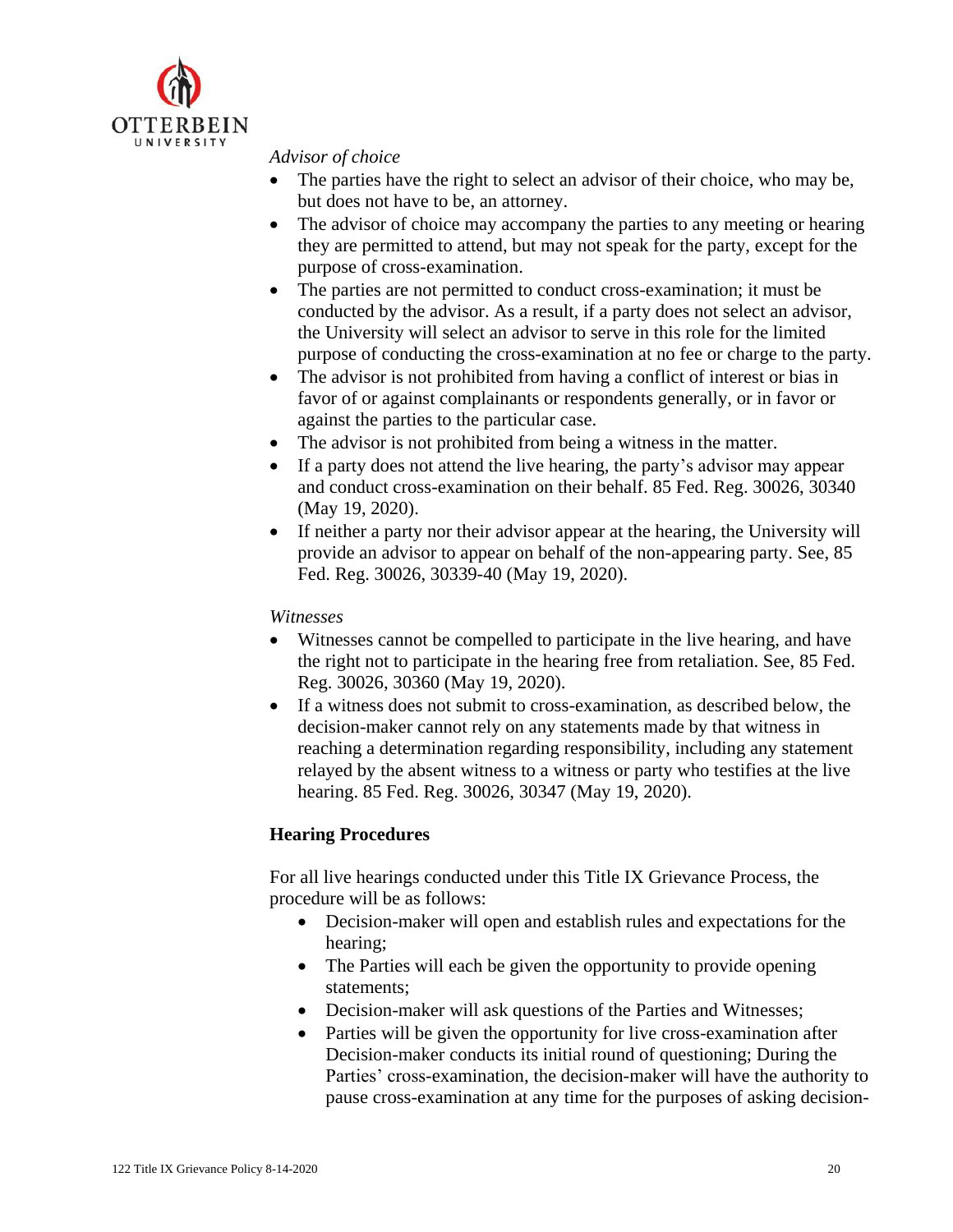*Advisor of choice*

- The parties have the right to select an advisor of their choice, who may be, but does not have to be, an attorney.
- The advisor of choice may accompany the parties to any meeting or hearing they are permitted to attend, but may not speak for the party, except for the purpose of cross-examination.
- The parties are not permitted to conduct cross-examination; it must be conducted by the advisor. As a result, if a party does not select an advisor, the University will select an advisor to serve in this role for the limited purpose of conducting the cross-examination at no fee or charge to the party.
- The advisor is not prohibited from having a conflict of interest or bias in favor of or against complainants or respondents generally, or in favor or against the parties to the particular case.
- The advisor is not prohibited from being a witness in the matter.
- If a party does not attend the live hearing, the party's advisor may appear and conduct cross-examination on their behalf. 85 Fed. Reg. 30026, 30340 (May 19, 2020).
- If neither a party nor their advisor appear at the hearing, the University will provide an advisor to appear on behalf of the non-appearing party. See, 85 Fed. Reg. 30026, 30339-40 (May 19, 2020).

*Witnesses*

- Witnesses cannot be compelled to participate in the live hearing, and have the right not to participate in the hearing free from retaliation. See, 85 Fed. Reg. 30026, 30360 (May 19, 2020).
- If a witness does not submit to cross-examination, as described below, the decision-maker cannot rely on any statements made by that witness in reaching a determination regarding responsibility, including any statement relayed by the absent witness to a witness or party who testifies at the live hearing. 85 Fed. Reg. 30026, 30347 (May 19, 2020).

**Hearing Procedures**

For all live hearings conducted under this Title IX Grievance Process, the procedure will be as follows:

- Decision-maker will open and establish rules and expectations for the hearing;
- The Parties will each be given the opportunity to provide opening statements;
- Decision-maker will ask questions of the Parties and Witnesses;
- Parties will be given the opportunity for live cross-examination after Decision-maker conducts its initial round of questioning; During the Parties' cross-examination, the decision-maker will have the authority to pause cross-examination at any time for the purposes of asking decision-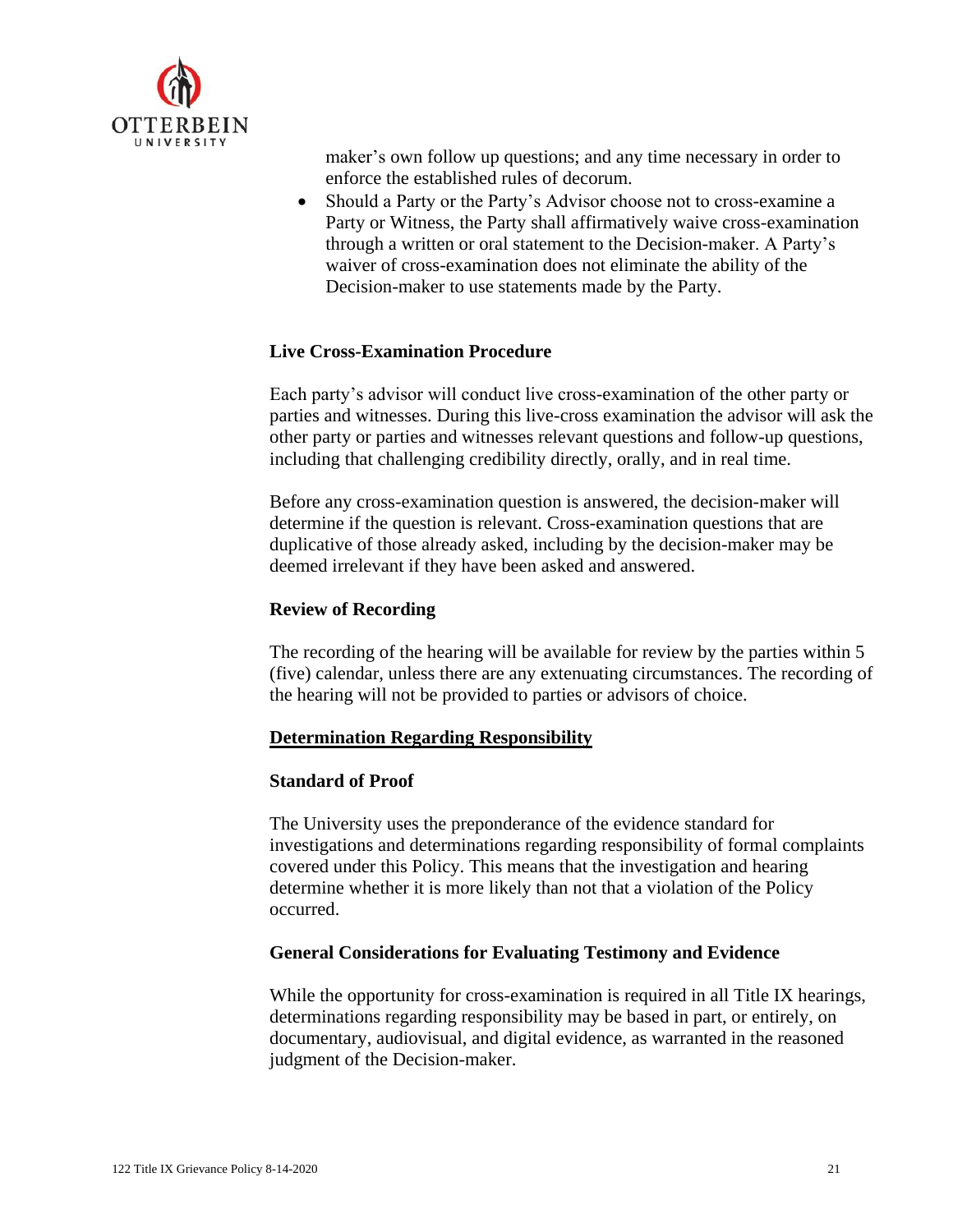maker's own follow up questions; and any time necessary in order to enforce the established rules of decorum.

- Should a Party or the Party's Advisor choose not to cross-examine a Party or Witness, the Party shall affirmatively waive cross-examination through a written or oral statement to the Decision-maker. A Party's waiver of cross-examination does not eliminate the ability of the Decision-maker to use statements made by the Party.

**Live Cross-Examination Procedure**

Each party's advisor will conduct live cross-examination of the other party or parties and witnesses. During this live-cross examination the advisor will ask the other party or parties and witnesses relevant questions and follow-up questions, including that challenging credibility directly, orally, and in real time.

Before any cross-examination question is answered, the decision-maker will determine if the question is relevant. Cross-examination questions that are duplicative of those already asked, including by the decision-maker may be deemed irrelevant if they have been asked and answered.

**Review of Recording**

The recording of the hearing will be available for review by the parties within 5 (five) calendar, unless there are any extenuating circumstances. The recording of the hearing will not be provided to parties or advisors of choice.

**Determination Regarding Responsibility**

**Standard of Proof**

The University uses the preponderance of the evidence standard for investigations and determinations regarding responsibility of formal complaints covered under this Policy. This means that the investigation and hearing determine whether it is more likely than not that a violation of the Policy occurred.

**General Considerations for Evaluating Testimony and Evidence**

While the opportunity for cross-examination is required in all Title IX hearings, determinations regarding responsibility may be based in part, or entirely, on documentary, audiovisual, and digital evidence, as warranted in the reasoned judgment of the Decision-maker.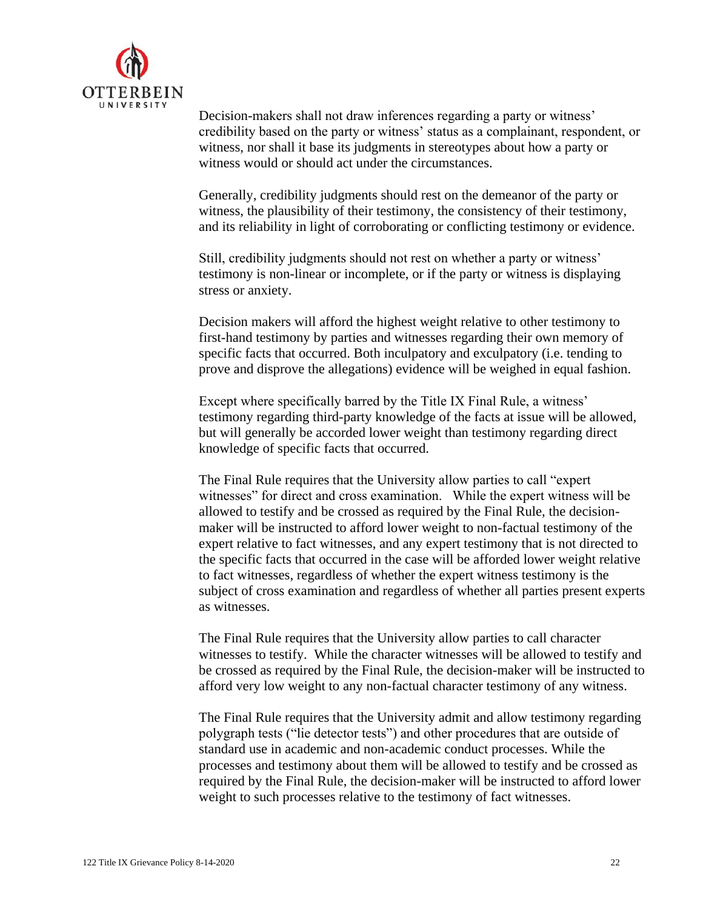Decision-makers shall not draw inferences regarding a party or witness' credibility based on the party or witness' status as a complainant, respondent, or witness, nor shall it base its judgments in stereotypes about how a party or witness would or should act under the circumstances.

Generally, credibility judgments should rest on the demeanor of the party or witness, the plausibility of their testimony, the consistency of their testimony, and its reliability in light of corroborating or conflicting testimony or evidence.

Still, credibility judgments should not rest on whether a party or witness' testimony is non-linear or incomplete, or if the party or witness is displaying stress or anxiety.

Decision makers will afford the highest weight relative to other testimony to first-hand testimony by parties and witnesses regarding their own memory of specific facts that occurred. Both inculpatory and exculpatory (i.e. tending to prove and disprove the allegations) evidence will be weighed in equal fashion.

Except where specifically barred by the Title IX Final Rule, a witness' testimony regarding third-party knowledge of the facts at issue will be allowed, but will generally be accorded lower weight than testimony regarding direct knowledge of specific facts that occurred.

The Final Rule requires that the University allow parties to call "expert witnesses" for direct and cross examination. While the expert witness will be allowed to testify and be crossed as required by the Final Rule, the decision-maker will be instructed to afford lower weight to non-factual testimony of the expert relative to fact witnesses, and any expert testimony that is not directed to the specific facts that occurred in the case will be afforded lower weight relative to fact witnesses, regardless of whether the expert witness testimony is the subject of cross examination and regardless of whether all parties present experts as witnesses.

The Final Rule requires that the University allow parties to call character witnesses to testify. While the character witnesses will be allowed to testify and be crossed as required by the Final Rule, the decision-maker will be instructed to afford very low weight to any non-factual character testimony of any witness.

The Final Rule requires that the University admit and allow testimony regarding polygraph tests ("lie detector tests") and other procedures that are outside of standard use in academic and non-academic conduct processes. While the processes and testimony about them will be allowed to testify and be crossed as required by the Final Rule, the decision-maker will be instructed to afford lower weight to such processes relative to the testimony of fact witnesses.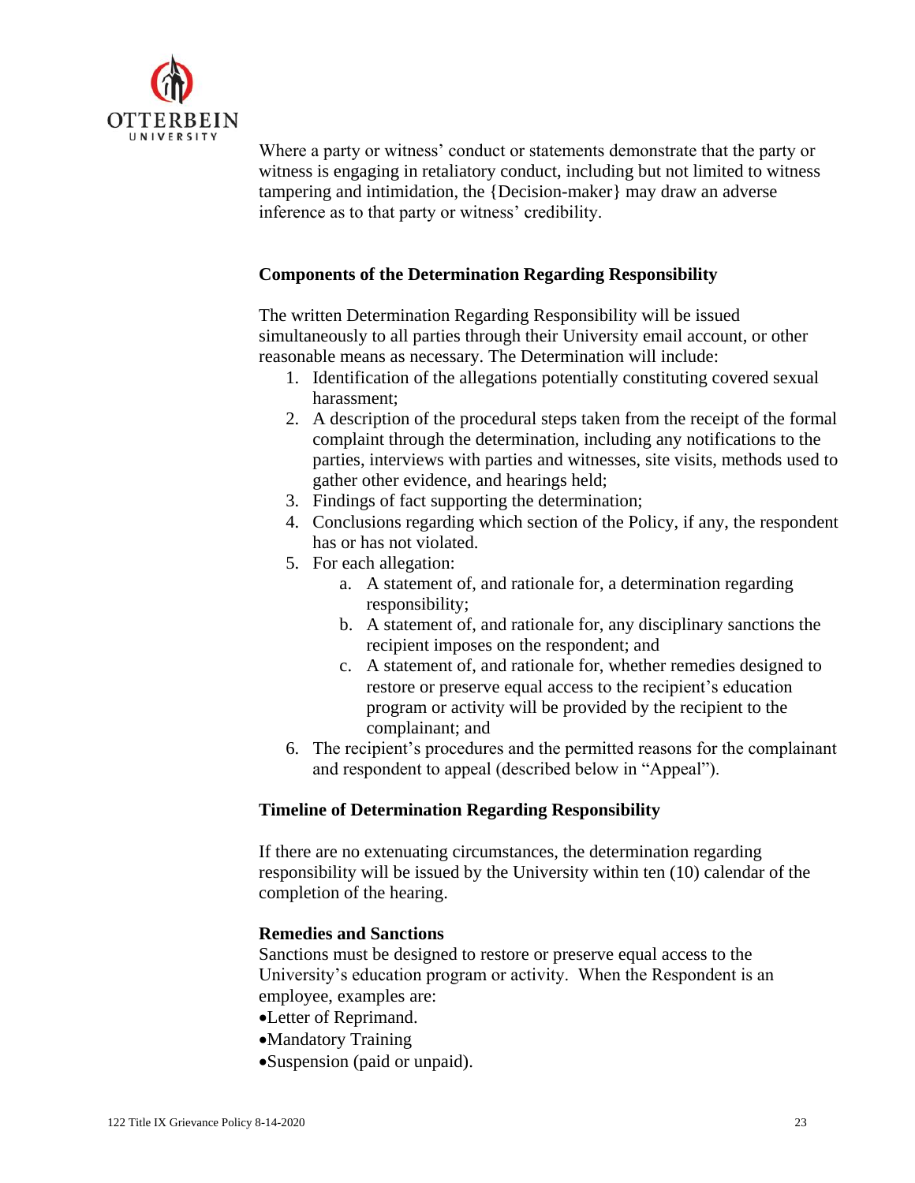Where a party or witness' conduct or statements demonstrate that the party or witness is engaging in retaliatory conduct, including but not limited to witness tampering and intimidation, the {Decision-maker} may draw an adverse inference as to that party or witness' credibility.

**Components of the Determination Regarding Responsibility**

The written Determination Regarding Responsibility will be issued simultaneously to all parties through their University email account, or other reasonable means as necessary. The Determination will include:

1. Identification of the allegations potentially constituting covered sexual harassment;
2. A description of the procedural steps taken from the receipt of the formal complaint through the determination, including any notifications to the parties, interviews with parties and witnesses, site visits, methods used to gather other evidence, and hearings held;
3. Findings of fact supporting the determination;
4. Conclusions regarding which section of the Policy, if any, the respondent has or has not violated.
5. For each allegation:
    a. A statement of, and rationale for, a determination regarding responsibility;
    b. A statement of, and rationale for, any disciplinary sanctions the recipient imposes on the respondent; and
    c. A statement of, and rationale for, whether remedies designed to restore or preserve equal access to the recipient's education program or activity will be provided by the recipient to the complainant; and
6. The recipient's procedures and the permitted reasons for the complainant and respondent to appeal (described below in "Appeal").

**Timeline of Determination Regarding Responsibility**

If there are no extenuating circumstances, the determination regarding responsibility will be issued by the University within ten (10) calendar of the completion of the hearing.

**Remedies and Sanctions**

Sanctions must be designed to restore or preserve equal access to the University's education program or activity. When the Respondent is an employee, examples are:

- Letter of Reprimand.
- Mandatory Training
- Suspension (paid or unpaid).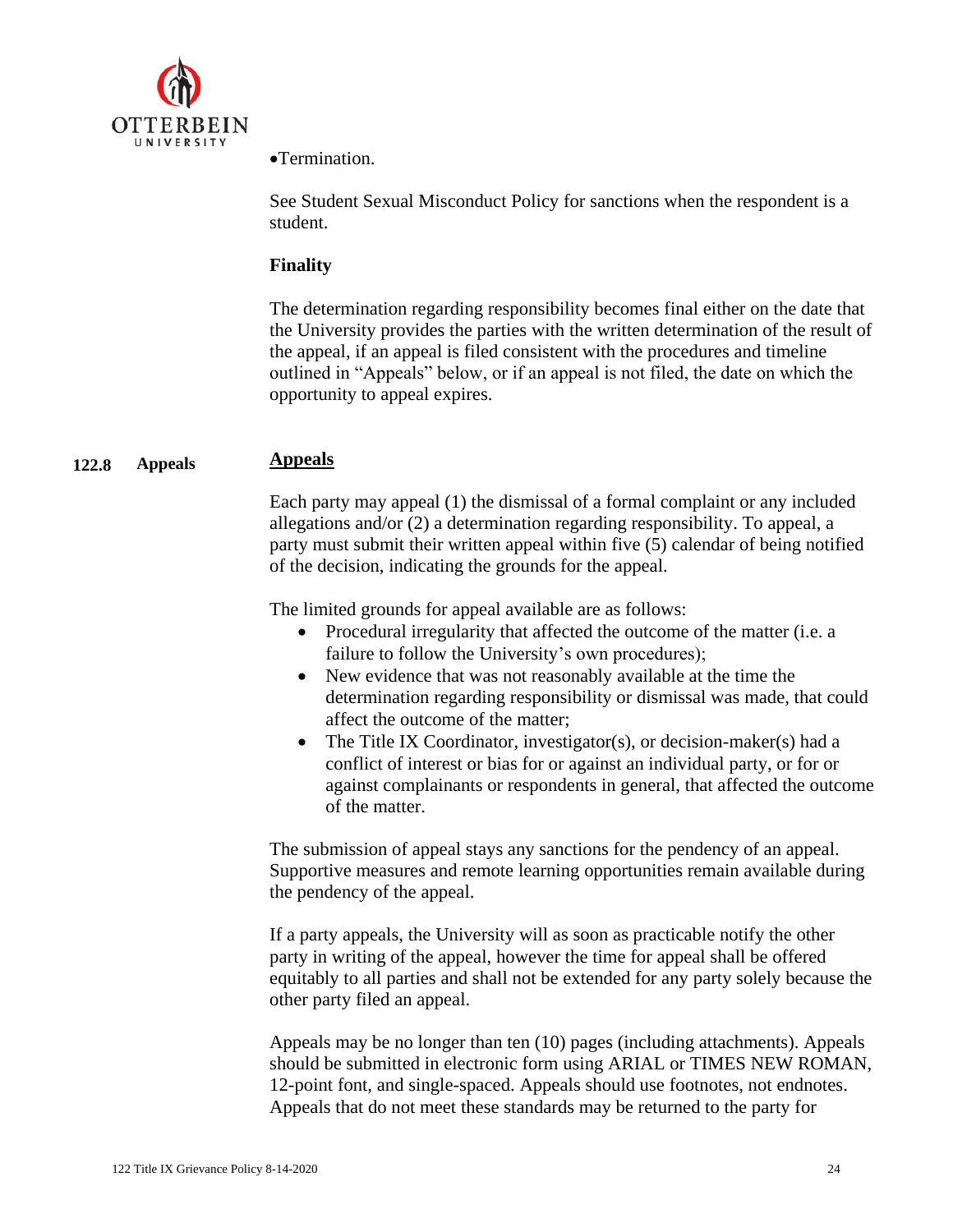- Termination.

See Student Sexual Misconduct Policy for sanctions when the respondent is a student.

**Finality**

The determination regarding responsibility becomes final either on the date that the University provides the parties with the written determination of the result of the appeal, if an appeal is filed consistent with the procedures and timeline outlined in "Appeals" below, or if an appeal is not filed, the date on which the opportunity to appeal expires.

## 122.8 Appeals

**Appeals**

Each party may appeal (1) the dismissal of a formal complaint or any included allegations and/or (2) a determination regarding responsibility. To appeal, a party must submit their written appeal within five (5) calendar of being notified of the decision, indicating the grounds for the appeal.

The limited grounds for appeal available are as follows:

- Procedural irregularity that affected the outcome of the matter (i.e. a failure to follow the University's own procedures);
- New evidence that was not reasonably available at the time the determination regarding responsibility or dismissal was made, that could affect the outcome of the matter;
- The Title IX Coordinator, investigator(s), or decision-maker(s) had a conflict of interest or bias for or against an individual party, or for or against complainants or respondents in general, that affected the outcome of the matter.

The submission of appeal stays any sanctions for the pendency of an appeal. Supportive measures and remote learning opportunities remain available during the pendency of the appeal.

If a party appeals, the University will as soon as practicable notify the other party in writing of the appeal, however the time for appeal shall be offered equitably to all parties and shall not be extended for any party solely because the other party filed an appeal.

Appeals may be no longer than ten (10) pages (including attachments). Appeals should be submitted in electronic form using ARIAL or TIMES NEW ROMAN, 12-point font, and single-spaced. Appeals should use footnotes, not endnotes. Appeals that do not meet these standards may be returned to the party for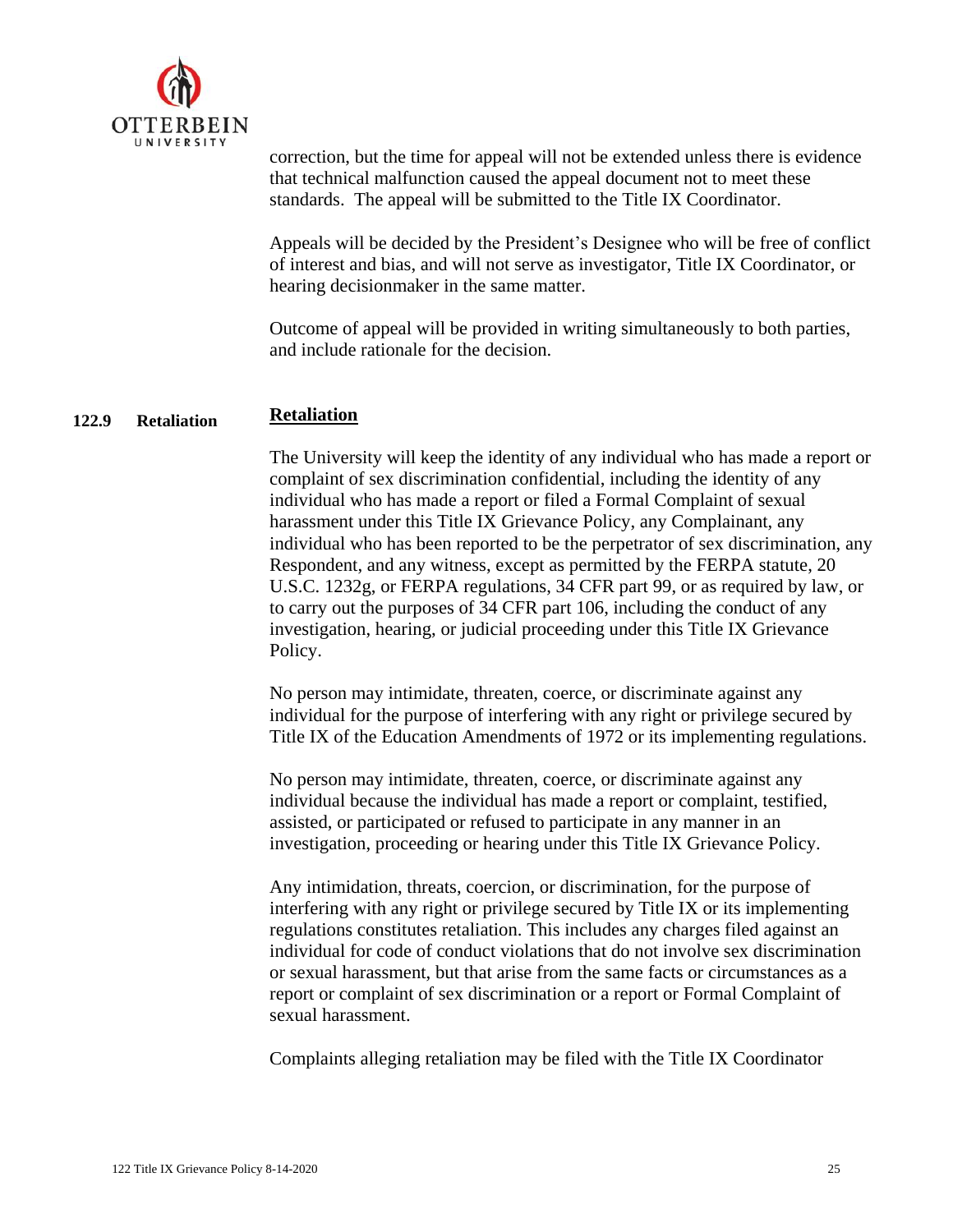correction, but the time for appeal will not be extended unless there is evidence that technical malfunction caused the appeal document not to meet these standards. The appeal will be submitted to the Title IX Coordinator.

Appeals will be decided by the President's Designee who will be free of conflict of interest and bias, and will not serve as investigator, Title IX Coordinator, or hearing decisionmaker in the same matter.

Outcome of appeal will be provided in writing simultaneously to both parties, and include rationale for the decision.

## 122.9 Retaliation

**Retaliation**

The University will keep the identity of any individual who has made a report or complaint of sex discrimination confidential, including the identity of any individual who has made a report or filed a Formal Complaint of sexual harassment under this Title IX Grievance Policy, any Complainant, any individual who has been reported to be the perpetrator of sex discrimination, any Respondent, and any witness, except as permitted by the FERPA statute, 20 U.S.C. 1232g, or FERPA regulations, 34 CFR part 99, or as required by law, or to carry out the purposes of 34 CFR part 106, including the conduct of any investigation, hearing, or judicial proceeding under this Title IX Grievance Policy.

No person may intimidate, threaten, coerce, or discriminate against any individual for the purpose of interfering with any right or privilege secured by Title IX of the Education Amendments of 1972 or its implementing regulations.

No person may intimidate, threaten, coerce, or discriminate against any individual because the individual has made a report or complaint, testified, assisted, or participated or refused to participate in any manner in an investigation, proceeding or hearing under this Title IX Grievance Policy.

Any intimidation, threats, coercion, or discrimination, for the purpose of interfering with any right or privilege secured by Title IX or its implementing regulations constitutes retaliation. This includes any charges filed against an individual for code of conduct violations that do not involve sex discrimination or sexual harassment, but that arise from the same facts or circumstances as a report or complaint of sex discrimination or a report or Formal Complaint of sexual harassment.

Complaints alleging retaliation may be filed with the Title IX Coordinator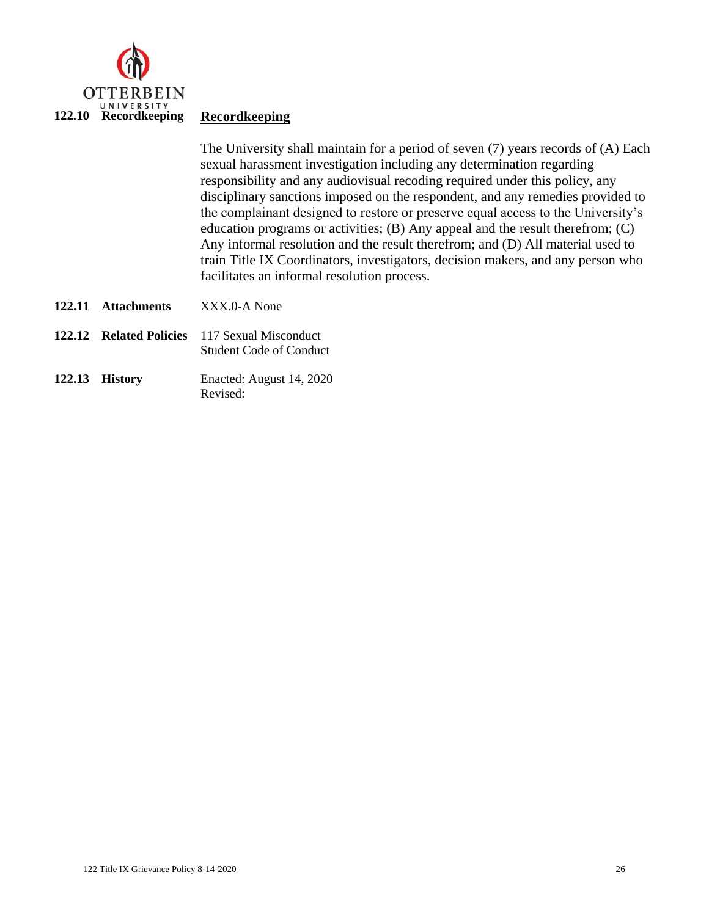**122.10 Recordkeeping** **Recordkeeping**

The University shall maintain for a period of seven (7) years records of (A) Each sexual harassment investigation including any determination regarding responsibility and any audiovisual recoding required under this policy, any disciplinary sanctions imposed on the respondent, and any remedies provided to the complainant designed to restore or preserve equal access to the University's education programs or activities; (B) Any appeal and the result therefrom; (C) Any informal resolution and the result therefrom; and (D) All material used to train Title IX Coordinators, investigators, decision makers, and any person who facilitates an informal resolution process.

**122.11 Attachments** XXX.0-A None

**122.12 Related Policies** 117 Sexual Misconduct
Student Code of Conduct

**122.13 History** Enacted: August 14, 2020
Revised: